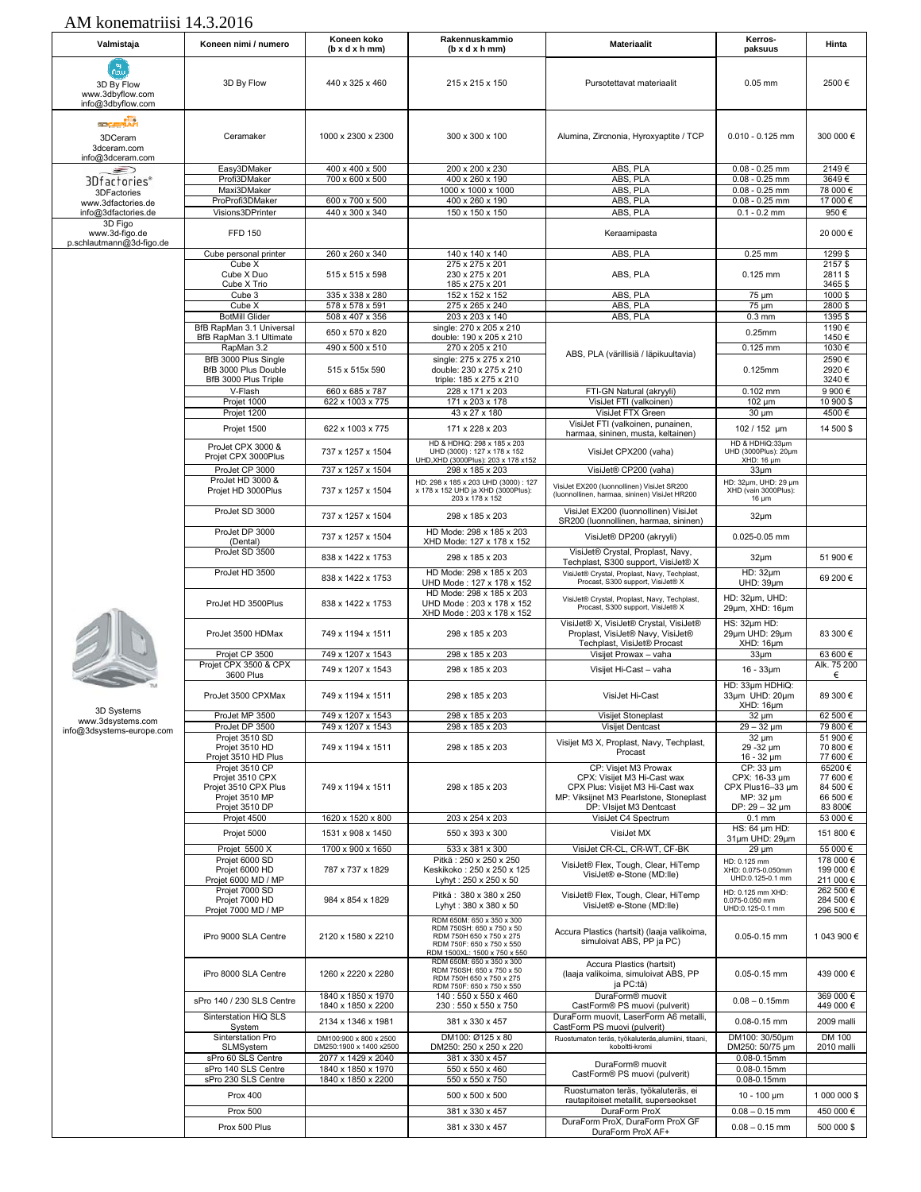# AM konematriisi 14.3.2016

| Valmistaja | Koneen nimi / numero | Koneen koko (b x d x h mm) | Rakennuskammio (b x d x h mm) | Materiaalit | Kerros-paksuus | Hinta |
|---|---|---|---|---|---|---|
| 3D By Flow<br>www.3dbyflow.com<br>info@3dbyflow.com | 3D By Flow | 440 x 325 x 460 | 215 x 215 x 150 | Pursotettavat materiaalit | 0.05 mm | 2500 € |
| 3DCeram<br>3dceram.com<br>info@3dceram.com | Ceramaker | 1000 x 2300 x 2300 | 300 x 300 x 100 | Alumina, Zircnonia, Hyroxyaptite / TCP | 0.010 - 0.125 mm | 300 000 € |
| 3Dfactories®<br>3DFactories<br>www.3dfactories.de<br>info@3dfactories.de | Easy3DMaker | 400 x 400 x 500 | 200 x 200 x 230 | ABS, PLA | 0.08 - 0.25 mm | 2149 € |
| | Profi3DMaker | 700 x 600 x 500 | 400 x 260 x 190 | ABS, PLA | 0.08 - 0.25 mm | 3649 € |
| | Maxi3DMaker | | 1000 x 1000 x 1000 | ABS, PLA | 0.08 - 0.25 mm | 78 000 € |
| | ProProfi3DMaker | 600 x 700 x 500 | 400 x 260 x 190 | ABS, PLA | 0.08 - 0.25 mm | 17 000 € |
| | Visions3DPrinter | 440 x 300 x 340 | 150 x 150 x 150 | ABS, PLA | 0.1 - 0.2 mm | 950 € |
| 3D Figo<br>www.3d-figo.de<br>p.schlautmann@3d-figo.de | FFD 150 | | | Keraamipasta | | 20 000 € |
| 3D Systems<br>www.3dsystems.com<br>info@3dsystems-europe.com | Cube personal printer | 260 x 260 x 340 | 140 x 140 x 140 | ABS, PLA | 0.25 mm | 1299 $ |
| | Cube X<br>Cube X Duo<br>Cube X Trio | 515 x 515 x 598 | 275 x 275 x 201<br>230 x 275 x 201<br>185 x 275 x 201 | ABS, PLA | 0.125 mm | 2157 $<br>2811 $<br>3465 $ |
| | Cube 3 | 335 x 338 x 280 | 152 x 152 x 152 | ABS, PLA | 75 µm | 1000 $ |
| | Cube X | 578 x 578 x 591 | 275 x 265 x 240 | ABS, PLA | 75 µm | 2800 $ |
| | BotMill Glider | 508 x 407 x 356 | 203 x 203 x 140 | ABS, PLA | 0.3 mm | 1395 $ |
| | BfB RapMan 3.1 Universal<br>BfB RapMan 3.1 Ultimate | 650 x 570 x 820 | single: 270 x 205 x 210<br>double: 190 x 205 x 210 | ABS, PLA (värillisiä / läpikuultavia) | 0.25mm | 1190 €<br>1450 € |
| | RapMan 3.2 | 490 x 500 x 510 | 270 x 205 x 210 | | 0.125 mm | 1030 € |
| | BfB 3000 Plus Single<br>BfB 3000 Plus Double<br>BfB 3000 Plus Triple | 515 x 515x 590 | single: 275 x 275 x 210<br>double: 230 x 275 x 210<br>triple: 185 x 275 x 210 | | 0.125mm | 2590 €<br>2920 €<br>3240 € |
| | V-Flash | 660 x 685 x 787 | 228 x 171 x 203 | FTI-GN Natural (akryyli) | 0.102 mm | 9 900 € |
| | Projet 1000 | 622 x 1003 x 775 | 171 x 203 x 178 | VisiJet FTI (valkoinen) | 102 µm | 10 900 $ |
| | Projet 1200 | | 43 x 27 x 180 | VisiJet FTX Green | 30 µm | 4500 € |
| | Projet 1500 | 622 x 1003 x 775 | 171 x 228 x 203 | VisiJet FTI (valkoinen, punainen, harmaa, sininen, musta, keltainen) | 102 / 152 µm | 14 500 $ |
| | ProJet CPX 3000 &<br>Projet CPX 3000Plus | 737 x 1257 x 1504 | HD & HDHiQ: 298 x 185 x 203<br>UHD (3000) : 127 x 178 x 152<br>UHD,XHD (3000Plus): 203 x 178 x152 | VisiJet CPX200 (vaha) | HD & HDHiQ:33µm<br>UHD (3000Plus): 20µm<br>XHD: 16 µm | |
| | ProJet CP 3000 | 737 x 1257 x 1504 | 298 x 185 x 203 | VisiJet® CP200 (vaha) | 33µm | |
| | ProJet HD 3000 &<br>Projet HD 3000Plus | 737 x 1257 x 1504 | HD: 298 x 185 x 203 UHD (3000) : 127 x 178 x 152 UHD ja XHD (3000Plus): 203 x 178 x 152 | VisiJet EX200 (luonnollinen) VisiJet SR200 (luonnollinen, harmaa, sininen) VisiJet HR200 | HD: 32µm, UHD: 29 µm<br>XHD (vain 3000Plus): 16 µm | |
| | ProJet SD 3000 | 737 x 1257 x 1504 | 298 x 185 x 203 | VisiJet EX200 (luonnollinen) VisiJet SR200 (luonnollinen, harmaa, sininen) | 32µm | |
| | ProJet DP 3000 (Dental) | 737 x 1257 x 1504 | HD Mode: 298 x 185 x 203<br>XHD Mode: 127 x 178 x 152 | VisiJet® DP200 (akryyli) | 0.025-0.05 mm | |
| | ProJet SD 3500 | 838 x 1422 x 1753 | 298 x 185 x 203 | VisiJet® Crystal, Proplast, Navy, Techplast, S300 support, VisiJet® X | 32µm | 51 900 € |
| | ProJet HD 3500 | 838 x 1422 x 1753 | HD Mode: 298 x 185 x 203<br>UHD Mode : 127 x 178 x 152 | VisiJet® Crystal, Proplast, Navy, Techplast, Procast, S300 support, VisiJet® X | HD: 32µm<br>UHD: 39µm | 69 200 € |
| | ProJet HD 3500Plus | 838 x 1422 x 1753 | HD Mode: 298 x 185 x 203<br>UHD Mode : 203 x 178 x 152<br>XHD Mode : 203 x 178 x 152 | VisiJet® Crystal, Proplast, Navy, Techplast, Procast, S300 support, VisiJet® X | HD: 32µm, UHD: 29µm, XHD: 16µm | |
| | ProJet 3500 HDMax | 749 x 1194 x 1511 | 298 x 185 x 203 | VisiJet® X, VisiJet® Crystal, VisiJet® Proplast, VisiJet® Navy, VisiJet® Techplast, VisiJet® Procast | HS: 32µm HD: 29µm UHD: 29µm<br>XHD: 16µm | 83 300 € |
| | Projet CP 3500 | 749 x 1207 x 1543 | 298 x 185 x 203 | Visijet Prowax – vaha | 33µm | 63 600 € |
| | Projet CPX 3500 & CPX 3600 Plus | 749 x 1207 x 1543 | 298 x 185 x 203 | Visijet Hi-Cast – vaha | 16 - 33µm | Alk. 75 200 € |
| | ProJet 3500 CPXMax | 749 x 1194 x 1511 | 298 x 185 x 203 | VisiJet Hi-Cast | HD: 33µm HDHiQ: 33µm UHD: 20µm<br>XHD: 16µm | 89 300 € |
| | ProJet MP 3500 | 749 x 1207 x 1543 | 298 x 185 x 203 | Visijet Stoneplast | 32 µm | 62 500 € |
| | ProJet DP 3500 | 749 x 1207 x 1543 | 298 x 185 x 203 | Visijet Dentcast | 29 – 32 µm | 79 800 € |
| | Projet 3510 SD<br>Projet 3510 HD<br>Projet 3510 HD Plus | 749 x 1194 x 1511 | 298 x 185 x 203 | Visijet M3 X, Proplast, Navy, Techplast, Procast | 32 µm<br>29 -32 µm<br>16 - 32 µm | 51 900 €<br>70 800 €<br>77 600 € |
| | Projet 3510 CP<br>Projet 3510 CPX<br>Projet 3510 CPX Plus<br>Projet 3510 MP<br>Projet 3510 DP | 749 x 1194 x 1511 | 298 x 185 x 203 | CP: Visijet M3 Prowax<br>CPX: Visijet M3 Hi-Cast wax<br>CPX Plus: Visijet M3 Hi-Cast wax<br>MP: Viksijnet M3 Pearlstone, Stoneplast<br>DP: VIsijet M3 Dentcast | CP: 33 µm<br>CPX: 16-33 µm<br>CPX Plus16–33 µm<br>MP: 32 µm<br>DP: 29 – 32 µm | 65200 €<br>77 600 €<br>84 500 €<br>66 500 €<br>83 800€ |
| | Projet 4500 | 1620 x 1520 x 800 | 203 x 254 x 203 | VisiJet C4 Spectrum | 0.1 mm | 53 000 € |
| | Projet 5000 | 1531 x 908 x 1450 | 550 x 393 x 300 | VisiJet MX | HS: 64 µm HD: 31µm UHD: 29µm | 151 800 € |
| | Projet 5500 X | 1700 x 900 x 1650 | 533 x 381 x 300 | VisiJet CR-CL, CR-WT, CF-BK | 29 µm | 55 000 € |
| | Projet 6000 SD<br>Projet 6000 HD<br>Projet 6000 MD / MP | 787 x 737 x 1829 | Pitkä : 250 x 250 x 250<br>Keskikoko : 250 x 250 x 125<br>Lyhyt : 250 x 250 x 50 | VisiJet® Flex, Tough, Clear, HiTemp<br>VisiJet® e-Stone (MD:lle) | HD: 0.125 mm<br>XHD: 0.075-0.050mm<br>UHD:0.125-0.1 mm | 178 000 €<br>199 000 €<br>211 000 € |
| | Projet 7000 SD<br>Projet 7000 HD<br>Projet 7000 MD / MP | 984 x 854 x 1829 | Pitkä : 380 x 380 x 250<br>Lyhyt : 380 x 380 x 50 | VisiJet® Flex, Tough, Clear, HiTemp<br>VisiJet® e-Stone (MD:lle) | HD: 0.125 mm XHD: 0.075-0.050 mm<br>UHD:0.125-0.1 mm | 262 500 €<br>284 500 €<br>296 500 € |
| | iPro 9000 SLA Centre | 2120 x 1580 x 2210 | RDM 650M: 650 x 350 x 300<br>RDM 750SH: 650 x 750 x 50<br>RDM 750H 650 x 750 x 275<br>RDM 750F: 650 x 750 x 550<br>RDM 1500XL: 1500 x 750 x 550 | Accura Plastics (hartsit) (laaja valikoima, simuloivat ABS, PP ja PC) | 0.05-0.15 mm | 1 043 900 € |
| | iPro 8000 SLA Centre | 1260 x 2220 x 2280 | RDM 650M: 650 x 350 x 300<br>RDM 750SH: 650 x 750 x 50<br>RDM 750H 650 x 750 x 275<br>RDM 750F: 650 x 750 x 550 | Accura Plastics (hartsit)<br>(laaja valikoima, simuloivat ABS, PP ja PC:tä) | 0.05-0.15 mm | 439 000 € |
| | sPro 140 / 230 SLS Centre | 1840 x 1850 x 1970<br>1840 x 1850 x 2200 | 140 : 550 x 550 x 460<br>230 : 550 x 550 x 750 | DuraForm® muovit<br>CastForm® PS muovi (pulverit) | 0.08 – 0.15mm | 369 000 €<br>449 000 € |
| | Sinterstation HiQ SLS System | 2134 x 1346 x 1981 | 381 x 330 x 457 | DuraForm muovit, LaserForm A6 metalli, CastForm PS muovi (pulverit) | 0.08-0.15 mm | 2009 malli |
| | Sinterstation Pro SLMSystem | DM100:900 x 800 x 2500<br>DM250:1900 x 1400 x2500 | DM100: Ø125 x 80<br>DM250: 250 x 250 x 220 | Ruostumaton teräs, työkaluteräs,alumiini, titaani, koboltti-kromi | DM100: 30/50µm<br>DM250: 50/75 µm | DM 100<br>2010 malli |
| | sPro 60 SLS Centre | 2077 x 1429 x 2040 | 381 x 330 x 457 | DuraForm® muovit<br>CastForm® PS muovi (pulverit) | 0.08-0.15mm | |
| | sPro 140 SLS Centre | 1840 x 1850 x 1970 | 550 x 550 x 460 | | 0.08-0.15mm | |
| | sPro 230 SLS Centre | 1840 x 1850 x 2200 | 550 x 550 x 750 | | 0.08-0.15mm | |
| | Prox 400 | | 500 x 500 x 500 | Ruostumaton teräs, työkaluteräs, ei rautapitoiset metallit, superseokset | 10 - 100 µm | 1 000 000 $ |
| | Prox 500 | | 381 x 330 x 457 | DuraForm ProX | 0.08 – 0.15 mm | 450 000 € |
| | Prox 500 Plus | | 381 x 330 x 457 | DuraForm ProX, DuraForm ProX GF<br>DuraForm ProX AF+ | 0.08 – 0.15 mm | 500 000 $ |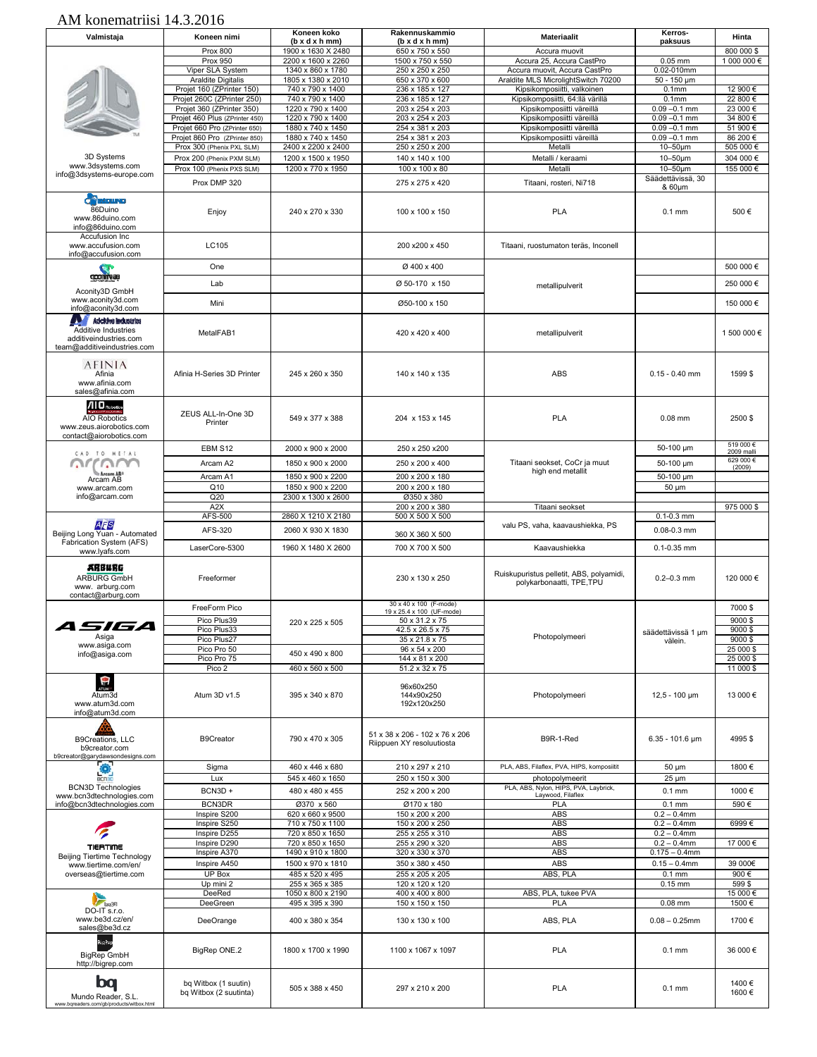# AM konematriisi 14.3.2016

| Valmistaja | Koneen nimi | Koneen koko (b x d x h mm) | Rakennuskammio (b x d x h mm) | Materiaalit | Kerros-paksuus | Hinta |
|---|---|---|---|---|---|---|
| 3D Systems www.3dsystems.com info@3dsystems-europe.com | Prox 800 | 1900 x 1630 X 2480 | 650 x 750 x 550 | Accura muovit | | 800 000 $ |
| | Prox 950 | 2200 x 1600 x 2260 | 1500 x 750 x 550 | Accura 25, Accura CastPro | 0.05 mm | 1 000 000 € |
| | Viper SLA System | 1340 x 860 x 1780 | 250 x 250 x 250 | Accura muovit, Accura CastPro | 0.02-010mm | |
| | Araldite Digitalis | 1805 x 1380 x 2010 | 650 x 370 x 600 | Araldite MLS MicrolightSwitch 70200 | 50 - 150 µm | |
| | Projet 160 (ZPrinter 150) | 740 x 790 x 1400 | 236 x 185 x 127 | Kipsikomposiitti, valkoinen | 0.1mm | 12 900 € |
| | Projet 260C (ZPrinter 250) | 740 x 790 x 1400 | 236 x 185 x 127 | Kipsikomposiitti, 64:llä värillä | 0.1mm | 22 800 € |
| | Projet 360 (ZPrinter 350) | 1220 x 790 x 1400 | 203 x 254 x 203 | Kipsikomposiitti väreillä | 0.09 –0.1 mm | 23 000 € |
| | Projet 460 Plus (ZPrinter 450) | 1220 x 790 x 1400 | 203 x 254 x 203 | Kipsikomposiitti väreillä | 0.09 –0.1 mm | 34 800 € |
| | Projet 660 Pro (ZPrinter 650) | 1880 x 740 x 1450 | 254 x 381 x 203 | Kipsikomposiitti väreillä | 0.09 –0.1 mm | 51 900 € |
| | Projet 860 Pro (ZPrinter 850) | 1880 x 740 x 1450 | 254 x 381 x 203 | Kipsikomposiitti väreillä | 0.09 –0.1 mm | 86 200 € |
| | Prox 300 (Phenix PXL SLM) | 2400 x 2200 x 2400 | 250 x 250 x 200 | Metalli | 10–50µm | 505 000 € |
| | Prox 200 (Phenix PXM SLM) | 1200 x 1500 x 1950 | 140 x 140 x 100 | Metalli / keraami | 10–50µm | 304 000 € |
| | Prox 100 (Phenix PXS SLM) | 1200 x 770 x 1950 | 100 x 100 x 80 | Metalli | 10–50µm | 155 000 € |
| | Prox DMP 320 | | 275 x 275 x 420 | Titaani, rosteri, Ni718 | Säädettävissä, 30 & 60µm | |
| 86Duino www.86duino.com info@86duino.com | Enjoy | 240 x 270 x 330 | 100 x 100 x 150 | PLA | 0.1 mm | 500 € |
| Accufusion Inc www.accufusion.com info@accufusion.com | LC105 | | 200 x200 x 450 | Titaani, ruostumaton teräs, Inconel | | |
| Aconity3D GmbH www.aconity3d.com info@aconity3d.com | One | | Ø 400 x 400 | metallipulverit | | 500 000 € |
| | Lab | | Ø 50-170 x 150 | | | 250 000 € |
| | Mini | | Ø50-100 x 150 | | | 150 000 € |
| Additive Industries additiveindustries.com team@additiveindustries.com | MetalFAB1 | | 420 x 420 x 400 | metallipulverit | | 1 500 000 € |
| Afinia www.afinia.com sales@afinia.com | Afinia H-Series 3D Printer | 245 x 260 x 350 | 140 x 140 x 135 | ABS | 0.15 - 0.40 mm | 1599 $ |
| AIO Robotics www.zeus.aiorobotics.com contact@aiorobotics.com | ZEUS ALL-In-One 3D Printer | 549 x 377 x 388 | 204 x 153 x 145 | PLA | 0.08 mm | 2500 $ |
| Arcam AB www.arcam.com info@arcam.com | EBM S12 | 2000 x 900 x 2000 | 250 x 250 x200 | Titaani seokset, CoCr ja muut high end metallit | 50-100 µm | 519 000 € 2009 malli |
| | Arcam A2 | 1850 x 900 x 2000 | 250 x 200 x 400 | | 50-100 µm | 629 000 € (2009) |
| | Arcam A1 | 1850 x 900 x 2200 | 200 x 200 x 180 | | 50-100 µm | |
| | Q10 | 1850 x 900 x 2200 | 200 x 200 x 180 | | 50 µm | |
| | Q20 | 2300 x 1300 x 2600 | Ø350 x 380 | | | |
| | A2X | | 200 x 200 x 380 | Titaani seokset | | 975 000 $ |
| Beijing Long Yuan - Automated Fabrication System (AFS) www.lyafs.com | AFS-500 | 2860 X 1210 X 2180 | 500 X 500 X 500 | valu PS, vaha, kaavaushiekka, PS | 0.1-0.3 mm | |
| | AFS-320 | 2060 X 930 X 1830 | 360 X 360 X 500 | | 0.08-0.3 mm | |
| | LaserCore-5300 | 1960 X 1480 X 2600 | 700 X 700 X 500 | Kaavaushiekka | 0.1-0.35 mm | |
| ARBURG GmbH www. arburg.com contact@arburg.com | Freeformer | | 230 x 130 x 250 | Ruiskupuristus pelletit, ABS, polyamidi, polykarbonaatti, TPE,TPU | 0.2–0.3 mm | 120 000 € |
| Asiga www.asiga.com info@asiga.com | FreeForm Pico | | 30 x 40 x 100 (F-mode) 19 x 25.4 x 100 (UF-mode) | Photopolymeeri | säädettävissä 1 µm välein. | 7000 $ |
| | Pico Plus39 | 220 x 225 x 505 | 50 x 31.2 x 75 | | | 9000 $ |
| | Pico Plus33 | | 42.5 x 26.5 x 75 | | | 9000 $ |
| | Pico Plus27 | | 35 x 21.8 x 75 | | | 9000 $ |
| | Pico Pro 50 | 450 x 490 x 800 | 96 x 54 x 200 | | | 25 000 $ |
| | Pico Pro 75 | | 144 x 81 x 200 | | | 25 000 $ |
| | Pico 2 | 460 x 560 x 500 | 51.2 x 32 x 75 | | | 11 000 $ |
| Atum3d www.atum3d.com info@atum3d.com | Atum 3D v1.5 | 395 x 340 x 870 | 96x60x250 144x90x250 192x120x250 | Photopolymeeri | 12,5 - 100 µm | 13 000 € |
| B9Creations, LLC b9creator.com b9creator@garydawsondesigns.com | B9Creator | 790 x 470 x 305 | 51 x 38 x 206 - 102 x 76 x 206 Riippuen XY resoluutiosta | B9R-1-Red | 6.35 - 101.6 µm | 4995 $ |
| BCN3D Technologies www.bcn3dtechnologies.com info@bcn3dtechnologies.com | Sigma | 460 x 446 x 680 | 210 x 297 x 210 | PLA, ABS, Filaflex, PVA, HIPS, komposiitit | 50 µm | 1800 € |
| | Lux | 545 x 460 x 1650 | 250 x 150 x 300 | photopolymeerit | 25 µm | |
| | BCN3D + | 480 x 480 x 455 | 252 x 200 x 200 | PLA, ABS, Nylon, HIPS, PVA, Laybrick, Laywood, Filaflex | 0.1 mm | 1000 € |
| | BCN3DR | Ø370 x 560 | Ø170 x 180 | PLA | 0.1 mm | 590 € |
| Beijing Tiertime Technology www.tiertime.com/en/ overseas@tiertime.com | Inspire S200 | 620 x 660 x 9500 | 150 x 200 x 200 | ABS | 0.2 – 0.4mm | |
| | Inspire S250 | 710 x 750 x 1100 | 150 x 200 x 250 | ABS | 0.2 – 0.4mm | 6999 € |
| | Inspire D255 | 720 x 850 x 1650 | 255 x 255 x 310 | ABS | 0.2 – 0.4mm | |
| | Inspire D290 | 720 x 850 x 1650 | 255 x 290 x 320 | ABS | 0.2 – 0.4mm | 17 000 € |
| | Inspire A370 | 1490 x 910 x 1800 | 320 x 330 x 370 | ABS | 0.175 – 0.4mm | |
| | Inspire A450 | 1500 x 970 x 1810 | 350 x 380 x 450 | ABS | 0.15 – 0.4mm | 39 000€ |
| | UP Box | 485 x 520 x 495 | 255 x 205 x 205 | ABS, PLA | 0.1 mm | 900 € |
| | Up mini 2 | 255 x 365 x 385 | 120 x 120 x 120 | | 0.15 mm | 599 $ |
| DO-IT s.r.o. www.be3d.cz/en/ sales@be3d.cz | DeeRed | 1050 x 800 x 2190 | 400 x 400 x 800 | ABS, PLA, tukee PVA | | 15 000 € |
| | DeeGreen | 495 x 395 x 390 | 150 x 150 x 150 | PLA | 0.08 mm | 1500 € |
| | DeeOrange | 400 x 380 x 354 | 130 x 130 x 100 | ABS, PLA | 0.08 – 0.25mm | 1700 € |
| BigRep GmbH http://bigrep.com | BigRep ONE.2 | 1800 x 1700 x 1990 | 1100 x 1067 x 1097 | PLA | 0.1 mm | 36 000 € |
| Mundo Reader, S.L. www.bqreaders.com/gb/products/witbox.html | bq Witbox (1 suutin) bq Witbox (2 suutinta) | 505 x 388 x 450 | 297 x 210 x 200 | PLA | 0.1 mm | 1400 € 1600 € |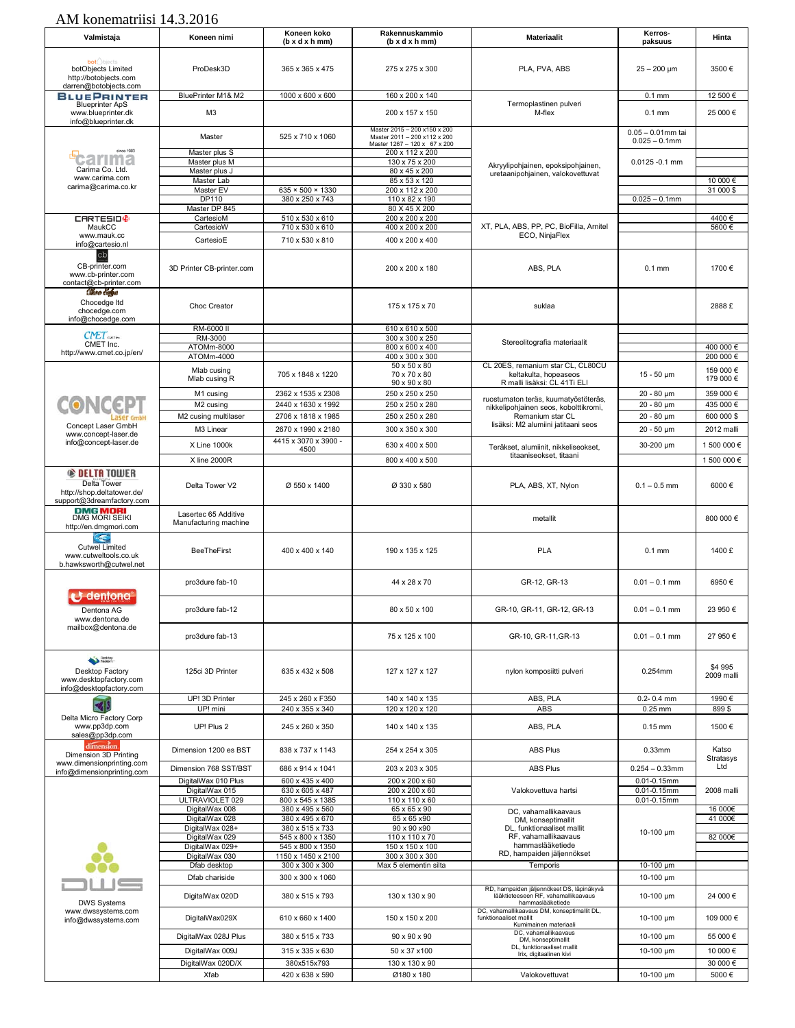# AM konematriisi 14.3.2016

| Valmistaja | Koneen nimi | Koneen koko (b x d x h mm) | Rakennuskammio (b x d x h mm) | Materiaalit | Kerros-paksuus | Hinta |
|---|---|---|---|---|---|---|
| botObjects Limited http://botobjects.com darren@botobjects.com | ProDesk3D | 365 x 365 x 475 | 275 x 275 x 300 | PLA, PVA, ABS | 25 – 200 µm | 3500 € |
| BLUEPRINTER Blueprinter ApS www.blueprinter.dk info@blueprinter.dk | BluePrinter M1& M2 | 1000 x 600 x 600 | 160 x 200 x 140 | Termoplastinen pulveri M-flex | 0.1 mm | 12 500 € |
| | M3 | | 200 x 157 x 150 | | 0.1 mm | 25 000 € |
| Carima Co. Ltd. www.carima.com carima@carima.co.kr | Master | 525 x 710 x 1060 | Master 2015 – 200 x150 x 200 Master 2011 – 200 x112 x 200 Master 1267 – 120 x 67 x 200 | Akryylipohjainen, epoksipohjainen, uretaanipohjainen, valokovettuvat | 0.05 – 0.01mm tai 0.025 – 0.1mm | |
| | Master plus S | | 200 x 112 x 200 | | 0.0125 -0.1 mm | |
| | Master plus M | | 130 x 75 x 200 | | | |
| | Master plus J | | 80 x 45 x 200 | | | |
| | Master Lab | | 85 x 53 x 120 | | | 10 000 € |
| | Master EV | 635 × 500 × 1330 | 200 x 112 x 200 | | | 31 000 $ |
| | DP110 | 380 x 250 x 743 | 110 x 82 x 190 | | 0.025 – 0.1mm | |
| | Master DP 845 | | 80 X 45 X 200 | | | |
| CARTESIO MaukCC www.mauk.cc info@cartesio.nl | CartesioM | 510 x 530 x 610 | 200 x 200 x 200 | XT, PLA, ABS, PP, PC, BioFilla, Arnitel ECO, NinjaFlex | | 4400 € |
| | CartesioW | 710 x 530 x 610 | 400 x 200 x 200 | | | 5600 € |
| | CartesioE | 710 x 530 x 810 | 400 x 200 x 400 | | | |
| CB-printer.com www.cb-printer.com contact@cb-printer.com | 3D Printer CB-printer.com | | 200 x 200 x 180 | ABS, PLA | 0.1 mm | 1700 € |
| Chocedge ltd chocedge.com info@chocedge.com | Choc Creator | | 175 x 175 x 70 | suklaa | | 2888 £ |
| CMET Inc. http://www.cmet.co.jp/en/ | RM-6000 II | | 610 x 610 x 500 | Stereolitografia materiaalit | | |
| | RM-3000 | | 300 x 300 x 250 | | | |
| | ATOMm-8000 | | 800 x 600 x 400 | | | 400 000 € |
| | ATOMm-4000 | | 400 x 300 x 300 | | | 200 000 € |
| Concept Laser GmbH www.concept-laser.de info@concept-laser.de | Mlab cusing Mlab cusing R | 705 x 1848 x 1220 | 50 x 50 x 80 70 x 70 x 80 90 x 90 x 80 | CL 20ES, remanium star CL, CL80CU keltakulta, hopeaseos R malli lisäksi: CL 41Ti ELI | 15 - 50 µm | 159 000 € 179 000 € |
| | M1 cusing | 2362 x 1535 x 2308 | 250 x 250 x 250 | ruostumaton teräs, kuumatyöstöteräs, nikkelipohjainen seos, kobolttikromi, Remanium star CL lisäksi: M2 alumiini jatitaani seos | 20 - 80 µm | 359 000 € |
| | M2 cusing | 2440 x 1630 x 1992 | 250 x 250 x 280 | | 20 - 80 µm | 435 000 € |
| | M2 cusing multilaser | 2706 x 1818 x 1985 | 250 x 250 x 280 | | 20 - 80 µm | 600 000 $ |
| | M3 Linear | 2670 x 1990 x 2180 | 300 x 350 x 300 | | 20 - 50 µm | 2012 malli |
| | X Line 1000k | 4415 x 3070 x 3900 - 4500 | 630 x 400 x 500 | Teräkset, alumiinit, nikkeliseokset, titaaniseokset, titaani | 30-200 µm | 1 500 000 € |
| | X line 2000R | | 800 x 400 x 500 | | | 1 500 000 € |
| DELTA TOWER Delta Tower http://shop.deltatower.de/ support@3dreamfactory.com | Delta Tower V2 | Ø 550 x 1400 | Ø 330 x 580 | PLA, ABS, XT, Nylon | 0.1 – 0.5 mm | 6000 € |
| DMG MORI DMG MORI SEIKI http://en.dmgmori.com | Lasertec 65 Additive Manufacturing machine | | | metallit | | 800 000 € |
| Cutwel Limited www.cutweltools.co.uk b.hawksworth@cutwel.net | BeeTheFirst | 400 x 400 x 140 | 190 x 135 x 125 | PLA | 0.1 mm | 1400 £ |
| dentona Dentona AG www.dentona.de mailbox@dentona.de | pro3dure fab-10 | | 44 x 28 x 70 | GR-12, GR-13 | 0.01 – 0.1 mm | 6950 € |
| | pro3dure fab-12 | | 80 x 50 x 100 | GR-10, GR-11, GR-12, GR-13 | 0.01 – 0.1 mm | 23 950 € |
| | pro3dure fab-13 | | 75 x 125 x 100 | GR-10, GR-11,GR-13 | 0.01 – 0.1 mm | 27 950 € |
| Desktop Factory www.desktopfactory.com info@desktopfactory.com | 125ci 3D Printer | 635 x 432 x 508 | 127 x 127 x 127 | nylon komposiitti pulveri | 0.254mm | $4 995 2009 malli |
| Delta Micro Factory Corp www.pp3dp.com sales@pp3dp.com | UP! 3D Printer | 245 x 260 x F350 | 140 x 140 x 135 | ABS, PLA | 0.2- 0.4 mm | 1990 € |
| | UP! mini | 240 x 355 x 340 | 120 x 120 x 120 | ABS | 0.25 mm | 899 $ |
| | UP! Plus 2 | 245 x 260 x 350 | 140 x 140 x 135 | ABS, PLA | 0.15 mm | 1500 € |
| dimension Dimension 3D Printing www.dimensionprinting.com info@dimensionprinting.com | Dimension 1200 es BST | 838 x 737 x 1143 | 254 x 254 x 305 | ABS Plus | 0.33mm | Katso Stratasys Ltd |
| | Dimension 768 SST/BST | 686 x 914 x 1041 | 203 x 203 x 305 | ABS Plus | 0.254 – 0.33mm | |
| DWS Systems www.dwssystems.com info@dwssystems.com | DigitalWax 010 Plus | 600 x 435 x 400 | 200 x 200 x 60 | Valokovettuva hartsi | 0.01-0.15mm | 2008 malli |
| | DigitalWax 015 | 630 x 605 x 487 | 200 x 200 x 60 | | 0.01-0.15mm | |
| | ULTRAVIOLET 029 | 800 x 545 x 1385 | 110 x 110 x 60 | | 0.01-0.15mm | |
| | DigitalWax 008 | 380 x 495 x 560 | 65 x 65 x 90 | DC, vahamallikaavaus DM, konseptimallit DL, funktionaaliset mallit RF, vahamallikaavaus hammaslääketiede RD, hampaiden jäljennökset | 10-100 µm | 16 000€ |
| | DigitalWax 028 | 380 x 495 x 670 | 65 x 65 x90 | | | 41 000€ |
| | DigitalWax 028+ | 380 x 515 x 733 | 90 x 90 x90 | | | |
| | DigitalWax 029 | 545 x 800 x 1350 | 110 x 110 x 70 | | | 82 000€ |
| | DigitalWax 029+ | 545 x 800 x 1350 | 150 x 150 x 100 | | | |
| | DigitalWax 030 | 1150 x 1450 x 2100 | 300 x 300 x 300 | | | |
| | Dfab desktop | 300 x 300 x 300 | Max 5 elementin silta | Temporis | 10-100 µm | |
| | Dfab chariside | 300 x 300 x 1060 | | | 10-100 µm | |
| | DigitalWax 020D | 380 x 515 x 793 | 130 x 130 x 90 | RD, hampaiden jäljennökset DS, läpinäkyvä lääktieteeseen RF, vahamallikaavaus hammaslääketiede | 10-100 µm | 24 000 € |
| | DigitalWax029X | 610 x 660 x 1400 | 150 x 150 x 200 | DC, vahamallikaavaus DM, konseptimallit DL, funktionaaliset mallit Kumimainen materiaali | 10-100 µm | 109 000 € |
| | DigitalWax 028J Plus | 380 x 515 x 733 | 90 x 90 x 90 | DC, vahamallikaavaus DM, konseptimallit DL, funktionaaliset mallit Irix, digitaalinen kivi | 10-100 µm | 55 000 € |
| | DigitalWax 009J | 315 x 335 x 630 | 50 x 37 x100 | | 10-100 µm | 10 000 € |
| | DigitalWax 020D/X | 380x515x793 | 130 x 130 x 90 | | | 30 000 € |
| | Xfab | 420 x 638 x 590 | Ø180 x 180 | Valokovettuvat | 10-100 µm | 5000 € |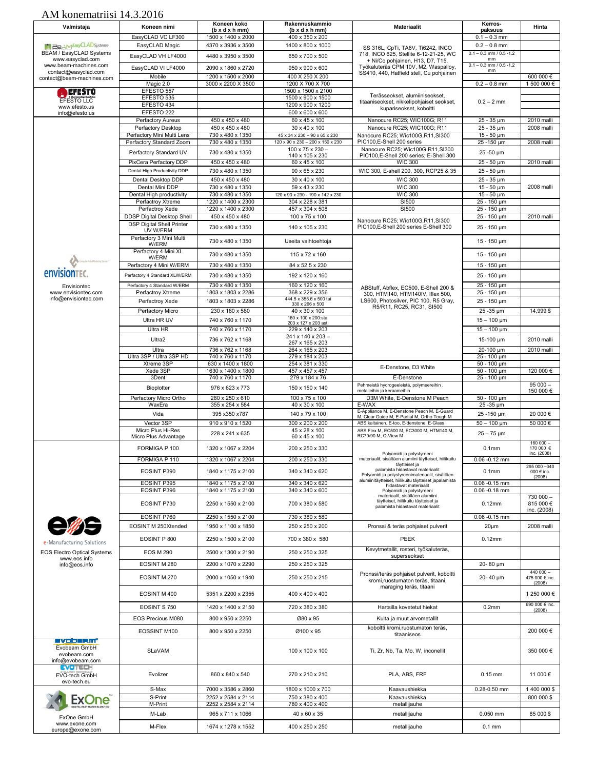# AM konematriisi 14.3.2016

| Valmistaja | Koneen nimi | Koneen koko (b x d x h mm) | Rakennuskammio (b x d x h mm) | Materiaalit | Kerros-paksuus | Hinta |
|---|---|---|---|---|---|---|
| BEAM / EasyCLAD Systems www.easyclad.com www.beam-machines.com contact@easyclad.com contact@beam-machines.com | EasyCLAD VC LF300 | 1500 x 1400 x 2000 | 400 x 350 x 200 | SS 316L, CpTi, TA6V, Ti6242, INCO 718, INCO 625, Stellite 6-12-21-25, WC + Ni/Co pohjainen, H13, D7, T15, Työkaluteräs CPM 10V, M2, Waspalloy, SS410, 440, Hatfield stell, Cu pohjainen | 0.1 – 0.3 mm | |
| | EasyCLAD Magic | 4370 x 3936 x 3500 | 1400 x 800 x 1000 | | 0.2 – 0.8 mm | |
| | EasyCLAD VH LF4000 | 4480 x 3950 x 3500 | 650 x 700 x 500 | | 0.1 – 0.3 mm / 0.5 -1.2 mm | |
| | EasyCLAD VI LF4000 | 2090 x 1860 x 2720 | 950 x 900 x 600 | | 0.1 – 0.3 mm / 0.5 -1.2 mm | |
| | Mobile | 1200 x 1500 x 2000 | 400 X 250 X 200 | | | 600 000 € |
| | Magic 2.0 | 3000 x 2200 X 3500 | 1200 X 700 X 700 | | 0.2 – 0.8 mm | 1 500 000 € |
| EFESTO LLC www.efesto.us info@efesto.us | EFESTO 557 | | 1500 x 1500 x 2100 | Terässeokset, alumiiniseokset, titaaniseokset, nikkelipohjaiset seokset, kupariseokset, koboltti | 0.2 – 2 mm | |
| | EFESTO 535 | | 1500 x 900 x 1500 | | | |
| | EFESTO 434 | | 1200 x 900 x 1200 | | | |
| | EFESTO 222 | | 600 x 600 x 600 | | | |
| Envisiontec www.envisiontec.com info@envisiontec.com | Perfactory Aureus | 450 x 450 x 480 | 60 x 45 x 100 | Nanocure RC25; WIC100G; R11 | 25 - 35 µm | 2010 malli |
| | Perfactory Desktop | 450 x 450 x 480 | 30 x 40 x 100 | Nanocure RC25; WIC100G; R11 | 25 - 35 µm | 2008 malli |
| | Perfactory Mini Multi Lens | 730 x 480 x 1350 | 45 x 34 x 230 – 90 x 65 x 230 | Nanocure RC25; Wic100G,R11,SI300 PIC100,E-Shell 200 series | 15 - 50 µm | |
| | Perfactory Standard Zoom | 730 x 480 x 1350 | 120 x 90 x 230 – 200 x 150 x 230 | | 25 -150 µm | 2008 malli |
| | Perfactory Standard UV | 730 x 480 x 1350 | 100 x 75 x 230 – 140 x 105 x 230 | Nanocure RC25; Wic100G,R11,SI300 PIC100,E-Shell 200 series; E-Shell 300 | 25 -50 µm | |
| | PixCera Perfactory DDP | 450 x 450 x 480 | 60 x 45 x 100 | WIC 300 | 25 - 50 µm | 2010 malli |
| | Dental High Productivity DDP | 730 x 480 x 1350 | 90 x 65 x 230 | WIC 300, E-shell 200, 300, RCP25 & 35 | 25 - 50 µm | |
| | Dental Desktop DDP | 450 x 450 x 480 | 30 x 40 x 100 | WIC 300 | 25 - 35 µm | 2008 malli |
| | Dental Mini DDP | 730 x 480 x 1350 | 59 x 43 x 230 | WIC 300 | 15 - 50 µm | |
| | Dental High productivity | 730 x 480 x 1350 | 120 x 90 x 230 - 190 x 142 x 230 | WIC 300 | 15 - 50 µm | |
| | Perfactroy Xtreme | 1220 x 1400 x 2300 | 304 x 228 x 381 | SI500 | 25 - 150 µm | |
| | Perfactroy Xede | 1220 x 1400 x 2300 | 457 x 304 x 508 | SI500 | 25 - 150 µm | |
| | DDSP Digital Desktop Shell | 450 x 450 x 480 | 100 x 75 x 100 | Nanocure RC25; Wic100G,R11,SI300 PIC100,E-Shell 200 series E-Shell 300 | 25 - 150 µm | 2010 malli |
| | DSP Digital Shell Printer UV W/ERM | 730 x 480 x 1350 | 140 x 105 x 230 | | 25 - 150 µm | |
| | Perfactory 3 Mini Multi W/ERM | 730 x 480 x 1350 | Useita vaihtoehtoja | ABStuff, Abflex, EC500, E-Shell 200 & 300, HTM140, HTM140IV, Iflex 500, LS600, Photosilver, PIC 100, R5 Gray, R5/R11, RC25, RC31, SI500 | 15 - 150 µm | |
| | Perfactory 4 Mini XL W/ERM | 730 x 480 x 1350 | 115 x 72 x 160 | | 15 - 150 µm | |
| | Perfactory 4 Mini W/ERM | 730 x 480 x 1350 | 84 x 52.5 x 230 | | 15 - 150 µm | |
| | Perfactory 4 Standard XLW/ERM | 730 x 480 x 1350 | 192 x 120 x 160 | | 25 - 150 µm | |
| | Perfactory 4 Standard W/ERM | 730 x 480 x 1350 | 160 x 120 x 160 | | 25 - 150 µm | |
| | Perfactroy Xtreme | 1803 x 1803 x 2286 | 368 x 229 x 356 | | 25 - 150 µm | |
| | Perfactroy Xede | 1803 x 1803 x 2286 | 444.5 x 355.6 x 500 tai 330 x 266 x 500 | | 25 - 150 µm | |
| | Perfactory Micro | 230 x 180 x 580 | 40 x 30 x 100 | | 25 -35 µm | 14,999 $ |
| | Ultra HR UV | 740 x 760 x 1170 | 160 x 100 x 200:sta 203 x 127 x 203 asti | | 15 – 100 µm | |
| | Ultra HR | 740 x 760 x 1170 | 229 x 140 x 203 | | 15 – 100 µm | |
| | Ultra2 | 736 x 762 x 1168 | 241 x 140 x 203 – 267 x 165 x 203 | | 15-100 µm | 2010 malli |
| | Ultra | 736 x 762 x 1168 | 264 x 165 x 203 | | 20-100 µm | 2010 malli |
| | Ultra 3SP / Ultra 3SP HD | 740 x 760 x 1170 | 279 x 184 x 203 | | 25 - 100 µm | |
| | Xtreme 3SP | 630 x 1400 x 1800 | 254 x 381 x 330 | E-Denstone, D3 White | 50 - 100 µm | |
| | Xede 3SP | 1630 x 1400 x 1800 | 457 x 457 x 457 | | 50 - 100 µm | 120 000 € |
| | 3Dent | 740 x 760 x 1170 | 279 x 184 x 76 | E-Denstone | 25 - 100 µm | |
| | Bioplotter | 976 x 623 x 773 | 150 x 150 x 140 | Pehmeistä hydrogeeleistä, polymeereihin , metalleihin ja keraameihin | | 95 000 – 150 000 € |
| | Perfactory Micro Ortho | 280 x 250 x 610 | 100 x 75 x 100 | D3M White, E-Denstone M Peach | 50 - 100 µm | |
| | WaxEra | 355 x 254 x 584 | 40 x 30 x 100 | E-WAX | 25 -35 µm | |
| | Vida | 395 x350 x787 | 140 x 79 x 100 | E-Appliance M, E-Denstone Peach M, E-Guard M, Clear Guide M, E-Partial M, Ortho Tough M | 25 -150 µm | 20 000 € |
| | Vector 3SP | 910 x 910 x 1520 | 300 x 200 x 200 | ABS kaltainen, E-too, E-denstone, E-Glass | 50 – 100 µm | 50 000 € |
| | Micro Plus Hi-Res Micro Plus Advantage | 228 x 241 x 635 | 45 x 28 x 100 60 x 45 x 100 | ABS Flex M, EC500 M, EC3000 M, HTM140 M, RC70/90 M, Q-View M | 25 – 75 µm | |
| EOS Electro Optical Systems www.eos.info info@eos.info | FORMIGA P 100 | 1320 x 1067 x 2204 | 200 x 250 x 330 | Polyamidi ja polystyreeni materiaalit, sisältäen alumiini täytteiset, hiilikuitu täytteiset ja palamista hidastavat materiaalit | 0.1mm | 160 000 – 170 000 € inc. (2008) |
| | FORMIGA P 110 | 1320 x 1067 x 2204 | 200 x 250 x 330 | | 0.06 -0.12 mm | |
| | EOSINT P390 | 1840 x 1175 x 2100 | 340 x 340 x 620 | Polyamidi ja polystyreenimateriaalit, sisältäen alumiinitäytteiset, hiilikuitu täytteiset japalamista hidastavat materiaalit | 0.1mm | 295 000 –340 000 € inc. (2008) |
| | EOSINT P395 | 1840 x 1175 x 2100 | 340 x 340 x 620 | | 0.06 -0.15 mm | |
| | EOSINT P396 | 1840 x 1175 x 2100 | 340 x 340 x 600 | Polyamidi ja polystyreeni materiaalit, sisältäen alumiini täytteiset, hiilikuitu täytteiset ja palamista hidastavat materiaalit | 0.06 -0.18 mm | |
| | EOSINT P730 | 2250 x 1550 x 2100 | 700 x 380 x 580 | | 0.12mm | 730 000 – 815 000 € inc. (2008) |
| | EOSINT P760 | 2250 x 1550 x 2100 | 730 x 380 x 580 | | 0.06 -0.15 mm | |
| | EOSINT M 250Xtended | 1950 x 1100 x 1850 | 250 x 250 x 200 | Pronssi & teräs pohjaiset pulverit | 20µm | 2008 malli |
| | EOSINT P 800 | 2250 x 1500 x 2100 | 700 x 380 x 580 | PEEK | 0.12mm | |
| | EOS M 290 | 2500 x 1300 x 2190 | 250 x 250 x 325 | Kevytmetallit, rosteri, työkaluteräs, superseokset | | |
| | EOSINT M 280 | 2200 x 1070 x 2290 | 250 x 250 x 325 | Pronssi/teräs pohjaiset pulverit, koboltti kromi,ruostumaton teräs, titaani, maraging teräs, titaani | 20- 80 µm | |
| | EOSINT M 270 | 2000 x 1050 x 1940 | 250 x 250 x 215 | | 20- 40 µm | 440 000 – 475 000 € inc. (2008) |
| | EOSINT M 400 | 5351 x 2200 x 2355 | 400 x 400 x 400 | | | 1 250 000 € |
| | EOSINT S 750 | 1420 x 1400 x 2150 | 720 x 380 x 380 | Hartsilla kovetetut hiekat | 0.2mm | 690 000 € inc. (2008) |
| | EOS Precious M080 | 800 x 950 x 2250 | Ø80 x 95 | Kulta ja muut arvometallit | | |
| | EOSSINT M100 | 800 x 950 x 2250 | Ø100 x 95 | koboltti kromi,ruostumaton teräs, titaaniseos | | 200 000 € |
| Evobeam GmbH evobeam.com info@evobeam.com | SLaVAM | | 100 x 100 x 100 | Ti, Zr, Nb, Ta, Mo, W, inconellit | | 350 000 € |
| EVO-tech GmbH evo-tech.eu | Evolizer | 860 x 840 x 540 | 270 x 210 x 210 | PLA, ABS, FRF | 0.15 mm | 11 000 € |
| ExOne GmbH www.exone.com europe@exone.com | S-Max | 7000 x 3586 x 2860 | 1800 x 1000 x 700 | Kaavaushiekka | 0.28-0.50 mm | 1 400 000 $ |
| | S-Print | 2252 x 2584 x 2114 | 750 x 380 x 400 | Kaavaushiekka | | 800 000 $ |
| | M-Print | 2252 x 2584 x 2114 | 780 x 400 x 400 | metallijauhe | | |
| | M-Lab | 965 x 711 x 1066 | 40 x 60 x 35 | metallijauhe | 0.050 mm | 85 000 $ |
| | M-Flex | 1674 x 1278 x 1552 | 400 x 250 x 250 | metallijauhe | 0.1 mm | |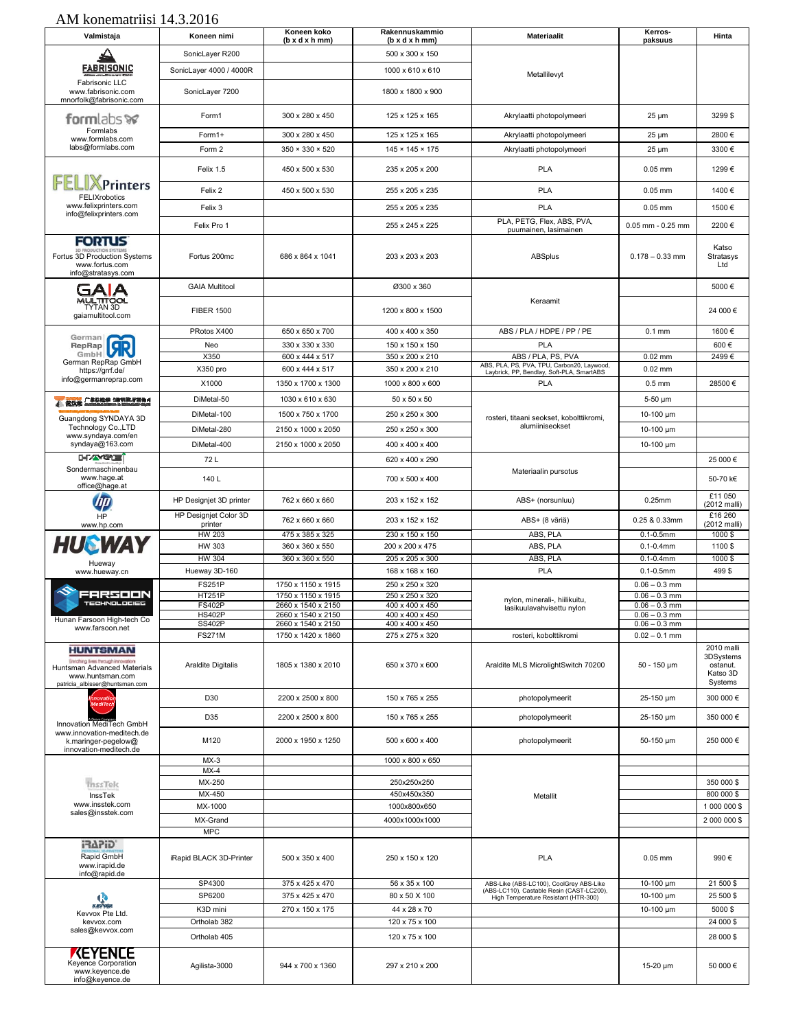# AM konematriisi 14.3.2016

| Valmistaja | Koneen nimi | Koneen koko (b x d x h mm) | Rakennuskammio (b x d x h mm) | Materiaalit | Kerros-paksuus | Hinta |
|---|---|---|---|---|---|---|
| FABRISONIC Fabrisonic LLC www.fabrisonic.com mnorfolk@fabrisonic.com | SonicLayer R200 | | 500 x 300 x 150 | Metallilevyt | | |
| | SonicLayer 4000 / 4000R | | 1000 x 610 x 610 | | | |
| | SonicLayer 7200 | | 1800 x 1800 x 900 | | | |
| formlabs Formlabs www.formlabs.com labs@formlabs.com | Form1 | 300 x 280 x 450 | 125 x 125 x 165 | Akrylaatti photopolymeeri | 25 µm | 3299 $ |
| | Form1+ | 300 x 280 x 450 | 125 x 125 x 165 | Akrylaatti photopolymeeri | 25 µm | 2800 € |
| | Form 2 | 350 × 330 × 520 | 145 × 145 × 175 | Akrylaatti photopolymeeri | 25 µm | 3300 € |
| FELIXPrinters FELIXrobotics www.felixprinters.com info@felixprinters.com | Felix 1.5 | 450 x 500 x 530 | 235 x 205 x 200 | PLA | 0.05 mm | 1299 € |
| | Felix 2 | 450 x 500 x 530 | 255 x 205 x 235 | PLA | 0.05 mm | 1400 € |
| | Felix 3 | | 255 x 205 x 235 | PLA | 0.05 mm | 1500 € |
| | Felix Pro 1 | | 255 x 245 x 225 | PLA, PETG, Flex, ABS, PVA, puumainen, lasimainen | 0.05 mm - 0.25 mm | 2200 € |
| FORTUS Fortus 3D Production Systems www.fortus.com info@stratasys.com | Fortus 200mc | 686 x 864 x 1041 | 203 x 203 x 203 | ABSplus | 0.178 – 0.33 mm | Katso Stratasys Ltd |
| GAIA MULTITOOL TYTAN 3D gaiamultitool.com | GAIA Multitool | | Ø300 x 360 | Keraamit | | 5000 € |
| | FIBER 1500 | | 1200 x 800 x 1500 | | | 24 000 € |
| German RepRap GmbH German RepRap GmbH https://grrf.de/ info@germanreprap.com | PRotos X400 | 650 x 650 x 700 | 400 x 400 x 350 | ABS / PLA / HDPE / PP / PE | 0.1 mm | 1600 € |
| | Neo | 330 x 330 x 330 | 150 x 150 x 150 | PLA | | 600 € |
| | X350 | 600 x 444 x 517 | 350 x 200 x 210 | ABS / PLA, PS, PVA | 0.02 mm | 2499 € |
| | X350 pro | 600 x 444 x 517 | 350 x 200 x 210 | ABS, PLA, PS, PVA, TPU, Carbon20, Laywood, Laybrick, PP, Bendlay, Soft-PLA, SmartABS | 0.02 mm | |
| | X1000 | 1350 x 1700 x 1300 | 1000 x 800 x 600 | PLA | 0.5 mm | 28500 € |
| Guangdong SYNDAYA 3D Technology Co.,LTD www.syndaya.com/en syndaya@163.com | DiMetal-50 | 1030 x 610 x 630 | 50 x 50 x 50 | rosteri, titaani seokset, kobolttikromi, alumiiniseokset | 5-50 µm | |
| | DiMetal-100 | 1500 x 750 x 1700 | 250 x 250 x 300 | | 10-100 µm | |
| | DiMetal-280 | 2150 x 1000 x 2050 | 250 x 250 x 300 | | 10-100 µm | |
| | DiMetal-400 | 2150 x 1000 x 2050 | 400 x 400 x 400 | | 10-100 µm | |
| HAGE Sondermaschinenbau www.hage.at office@hage.at | 72 L | | 620 x 400 x 290 | Materiaalin pursotus | | 25 000 € |
| | 140 L | | 700 x 500 x 400 | | | 50-70 k€ |
| HP www.hp.com | HP Designjet 3D printer | 762 x 660 x 660 | 203 x 152 x 152 | ABS+ (norsunluu) | 0.25mm | £11 050 (2012 malli) |
| | HP Designjet Color 3D printer | 762 x 660 x 660 | 203 x 152 x 152 | ABS+ (8 väriä) | 0.25 & 0.33mm | £16 260 (2012 malli) |
| HUEWAY Hueway www.hueway.cn | HW 203 | 475 x 385 x 325 | 230 x 150 x 150 | ABS, PLA | 0.1-0.5mm | 1000 $ |
| | HW 303 | 360 x 360 x 550 | 200 x 200 x 475 | ABS, PLA | 0.1-0.4mm | 1100 $ |
| | HW 304 | 360 x 360 x 550 | 205 x 205 x 300 | ABS, PLA | 0.1-0.4mm | 1000 $ |
| | Hueway 3D-160 | | 168 x 168 x 160 | PLA | 0.1-0.5mm | 499 $ |
| FARSOON TECHNOLOGIES Hunan Farsoon High-tech Co www.farsoon.net | FS251P | 1750 x 1150 x 1915 | 250 x 250 x 320 | nylon, minerali-, hiilikuitu, lasikuulavahvisettu nylon | 0.06 – 0.3 mm | |
| | HT251P | 1750 x 1150 x 1915 | 250 x 250 x 320 | | 0.06 – 0.3 mm | |
| | FS402P | 2660 x 1540 x 2150 | 400 x 400 x 450 | | 0.06 – 0.3 mm | |
| | HS402P | 2660 x 1540 x 2150 | 400 x 400 x 450 | | 0.06 – 0.3 mm | |
| | SS402P | 2660 x 1540 x 2150 | 400 x 400 x 450 | | 0.06 – 0.3 mm | |
| | FS271M | 1750 x 1420 x 1860 | 275 x 275 x 320 | rosteri, kobolttikromi | 0.02 – 0.1 mm | |
| HUNTSMAN Huntsman Advanced Materials www.huntsman.com patricia_albisser@huntsman.com | Araldite Digitalis | 1805 x 1380 x 2010 | 650 x 370 x 600 | Araldite MLS MicrolightSwitch 70200 | 50 - 150 µm | 2010 malli 3DSystems ostanut. Katso 3D Systems |
| Innovation MediTech GmbH www.innovation-meditech.de k.maringer-pegelow@innovation-meditech.de | D30 | 2200 x 2500 x 800 | 150 x 765 x 255 | photopolymeerit | 25-150 µm | 300 000 € |
| | D35 | 2200 x 2500 x 800 | 150 x 765 x 255 | photopolymeerit | 25-150 µm | 350 000 € |
| | M120 | 2000 x 1950 x 1250 | 500 x 600 x 400 | photopolymeerit | 50-150 µm | 250 000 € |
| InssTek www.insstek.com sales@insstek.com | MX-3 | | 1000 x 800 x 650 | Metallit | | |
| | MX-4 | | | | | |
| | MX-250 | | 250x250x250 | | | 350 000 $ |
| | MX-450 | | 450x450x350 | | | 800 000 $ |
| | MX-1000 | | 1000x800x650 | | | 1 000 000 $ |
| | MX-Grand | | 4000x1000x1000 | | | 2 000 000 $ |
| | MPC | | | | | |
| iRAPID Rapid GmbH www.irapid.de info@rapid.de | iRapid BLACK 3D-Printer | 500 x 350 x 400 | 250 x 150 x 120 | PLA | 0.05 mm | 990 € |
| Kevvox Pte Ltd. kevvox.com sales@kevvox.com | SP4300 | 375 x 425 x 470 | 56 x 35 x 100 | ABS-Like (ABS-LC100), CoolGrey ABS-Like (ABS-LC110), Castable Resin (CAST-LC200), High Temperature Resistant (HTR-300) | 10-100 µm | 21 500 $ |
| | SP6200 | 375 x 425 x 470 | 80 x 50 X 100 | | 10-100 µm | 25 500 $ |
| | K3D mini | 270 x 150 x 175 | 44 x 28 x 70 | | 10-100 µm | 5000 $ |
| | Ortholab 382 | | 120 x 75 x 100 | | | 24 000 $ |
| | Ortholab 405 | | 120 x 75 x 100 | | | 28 000 $ |
| KEYENCE Keyence Corporation www.keyence.de info@keyence.de | Agilista-3000 | 944 x 700 x 1360 | 297 x 210 x 200 | | 15-20 µm | 50 000 € |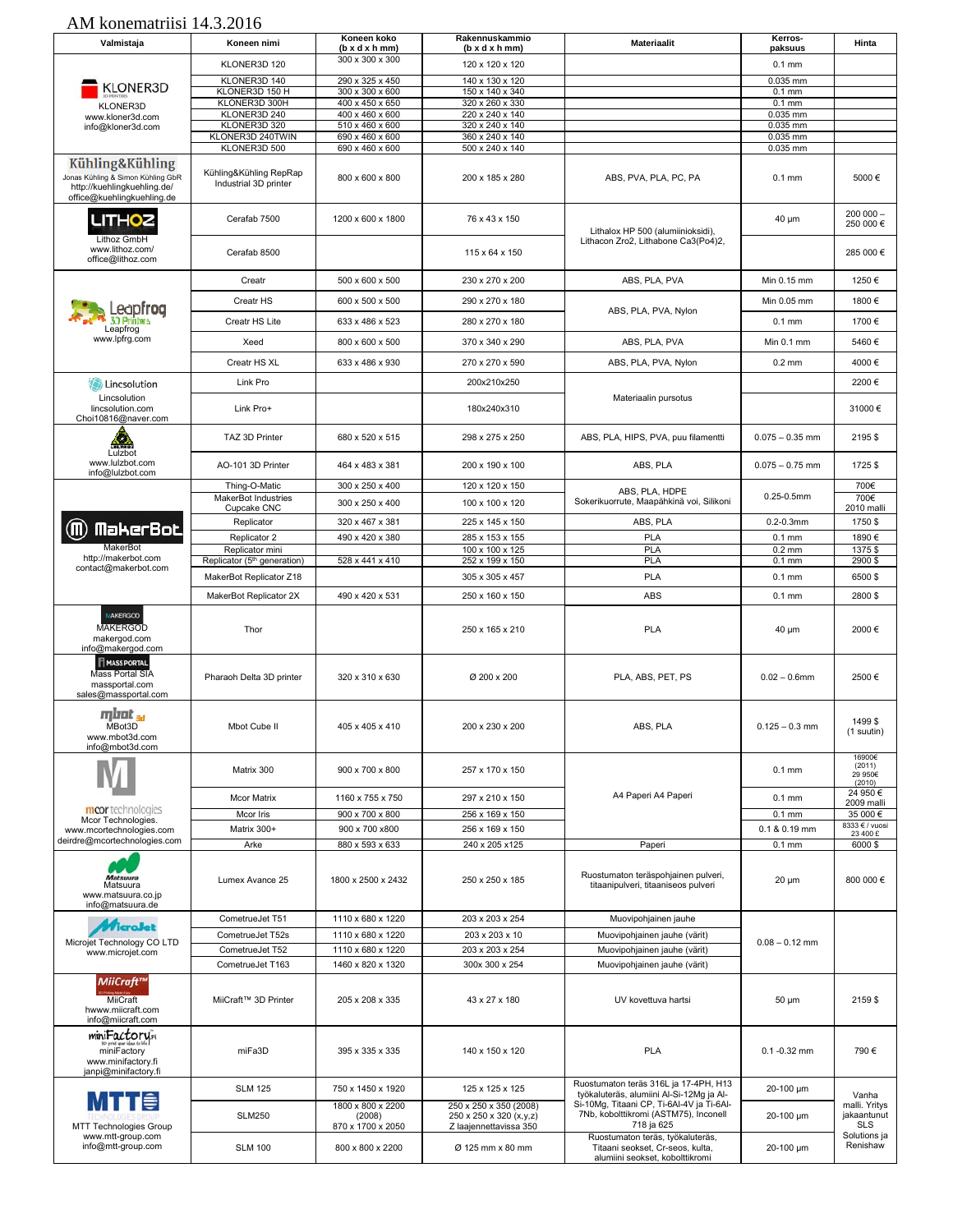AM konematriisi 14.3.2016

| Valmistaja | Koneen nimi | Koneen koko (b x d x h mm) | Rakennuskammio (b x d x h mm) | Materiaalit | Kerros-paksuus | Hinta |
|---|---|---|---|---|---|---|
| KLONER3D<br>www.kloner3d.com<br>info@kloner3d.com | KLONER3D 120 | 300 x 300 x 300 | 120 x 120 x 120 | | 0.1 mm | |
| | KLONER3D 140 | 290 x 325 x 450 | 140 x 130 x 120 | | 0.035 mm | |
| | KLONER3D 150 H | 300 x 300 x 600 | 150 x 140 x 340 | | 0.1 mm | |
| | KLONER3D 300H | 400 x 450 x 650 | 320 x 260 x 330 | | 0.1 mm | |
| | KLONER3D 240 | 400 x 460 x 600 | 220 x 240 x 140 | | 0.035 mm | |
| | KLONER3D 320 | 510 x 460 x 600 | 320 x 240 x 140 | | 0.035 mm | |
| | KLONER3D 240TWIN | 690 x 460 x 600 | 360 x 240 x 140 | | 0.035 mm | |
| | KLONER3D 500 | 690 x 460 x 600 | 500 x 240 x 140 | | 0.035 mm | |
| Kühling&Kühling<br>Jonas Kühling & Simon Kühling GbR<br>http://kuehlingkuehling.de/<br>office@kuehlingkuehling.de | Kühling&Kühling RepRap Industrial 3D printer | 800 x 600 x 800 | 200 x 185 x 280 | ABS, PVA, PLA, PC, PA | 0.1 mm | 5000 € |
| Lithoz GmbH<br>www.lithoz.com/<br>office@lithoz.com | Cerafab 7500 | 1200 x 600 x 1800 | 76 x 43 x 150 | Lithalox HP 500 (alumiinioksidi), Lithacon Zro2, Lithabone Ca3(Po4)2, | 40 µm | 200 000 – 250 000 € |
| | Cerafab 8500 | | 115 x 64 x 150 | | | 285 000 € |
| Leapfrog<br>www.lpfrg.com | Creatr | 500 x 600 x 500 | 230 x 270 x 200 | ABS, PLA, PVA | Min 0.15 mm | 1250 € |
| | Creatr HS | 600 x 500 x 500 | 290 x 270 x 180 | ABS, PLA, PVA, Nylon | Min 0.05 mm | 1800 € |
| | Creatr HS Lite | 633 x 486 x 523 | 280 x 270 x 180 | | 0.1 mm | 1700 € |
| | Xeed | 800 x 600 x 500 | 370 x 340 x 290 | ABS, PLA, PVA | Min 0.1 mm | 5460 € |
| | Creatr HS XL | 633 x 486 x 930 | 270 x 270 x 590 | ABS, PLA, PVA, Nylon | 0.2 mm | 4000 € |
| Lincsolution<br>lincsolution.com<br>Choi10816@naver.com | Link Pro | | 200x210x250 | Materiaalin pursotus | | 2200 € |
| | Link Pro+ | | 180x240x310 | | | 31000 € |
| Lulzbot<br>www.lulzbot.com<br>info@lulzbot.com | TAZ 3D Printer | 680 x 520 x 515 | 298 x 275 x 250 | ABS, PLA, HIPS, PVA, puu filamentti | 0.075 – 0.35 mm | 2195 $ |
| | AO-101 3D Printer | 464 x 483 x 381 | 200 x 190 x 100 | ABS, PLA | 0.075 – 0.75 mm | 1725 $ |
| MakerBot<br>http://makerbot.com<br>contact@makerbot.com | Thing-O-Matic | 300 x 250 x 400 | 120 x 120 x 150 | ABS, PLA, HDPE Sokerikuorrute, Maapähkinä voi, Silikoni | 0.25-0.5mm | 700€ |
| | MakerBot Industries Cupcake CNC | 300 x 250 x 400 | 100 x 100 x 120 | | | 700€ 2010 malli |
| | Replicator | 320 x 467 x 381 | 225 x 145 x 150 | ABS, PLA | 0.2-0.3mm | 1750 $ |
| | Replicator 2 | 490 x 420 x 380 | 285 x 153 x 155 | PLA | 0.1 mm | 1890 € |
| | Replicator mini | | 100 x 100 x 125 | PLA | 0.2 mm | 1375 $ |
| | Replicator (5th generation) | 528 x 441 x 410 | 252 x 199 x 150 | PLA | 0.1 mm | 2900 $ |
| | MakerBot Replicator Z18 | | 305 x 305 x 457 | PLA | 0.1 mm | 6500 $ |
| | MakerBot Replicator 2X | 490 x 420 x 531 | 250 x 160 x 150 | ABS | 0.1 mm | 2800 $ |
| MAKERGOD<br>makergod.com<br>info@makergod.com | Thor | | 250 x 165 x 210 | PLA | 40 µm | 2000 € |
| Mass Portal SIA<br>massportal.com<br>sales@massportal.com | Pharaoh Delta 3D printer | 320 x 310 x 630 | Ø 200 x 200 | PLA, ABS, PET, PS | 0.02 – 0.6mm | 2500 € |
| MBot3D<br>www.mbot3d.com<br>info@mbot3d.com | Mbot Cube II | 405 x 405 x 410 | 200 x 230 x 200 | ABS, PLA | 0.125 – 0.3 mm | 1499 $ (1 suutin) |
| Mcor Technologies.<br>www.mcortechnologies.com<br>deirdre@mcortechnologies.com | Matrix 300 | 900 x 700 x 800 | 257 x 170 x 150 | A4 Paperi A4 Paperi | 0.1 mm | 16900€ (2011) 29 950€ (2010) |
| | Mcor Matrix | 1160 x 755 x 750 | 297 x 210 x 150 | | 0.1 mm | 24 950 € 2009 malli |
| | Mcor Iris | 900 x 700 x 800 | 256 x 169 x 150 | | 0.1 mm | 35 000 € |
| | Matrix 300+ | 900 x 700 x800 | 256 x 169 x 150 | | 0.1 & 0.19 mm | 8333 € / vuosi 23 400 £ |
| | Arke | 880 x 593 x 633 | 240 x 205 x125 | Paperi | 0.1 mm | 6000 $ |
| Matsuura<br>www.matsuura.co.jp<br>info@matsuura.de | Lumex Avance 25 | 1800 x 2500 x 2432 | 250 x 250 x 185 | Ruostumaton teräspohjainen pulveri, titaanipulveri, titaaniseos pulveri | 20 µm | 800 000 € |
| Microjet Technology CO LTD<br>www.microjet.com | CometrueJet T51 | 1110 x 680 x 1220 | 203 x 203 x 254 | Muovipohjainen jauhe | 0.08 – 0.12 mm | |
| | CometrueJet T52s | 1110 x 680 x 1220 | 203 x 203 x 10 | Muovipohjainen jauhe (värit) | | |
| | CometrueJet T52 | 1110 x 680 x 1220 | 203 x 203 x 254 | Muovipohjainen jauhe (värit) | | |
| | CometrueJet T163 | 1460 x 820 x 1320 | 300x 300 x 254 | Muovipohjainen jauhe (värit) | | |
| MiiCraft<br>hwww.miicraft.com<br>info@miicraft.com | MiiCraft™ 3D Printer | 205 x 208 x 335 | 43 x 27 x 180 | UV kovettuva hartsi | 50 µm | 2159 $ |
| miniFactory<br>www.minifactory.fi<br>janpi@minifactory.fi | miFa3D | 395 x 335 x 335 | 140 x 150 x 120 | PLA | 0.1 -0.32 mm | 790 € |
| MTT Technologies Group<br>www.mtt-group.com<br>info@mtt-group.com | SLM 125 | 750 x 1450 x 1920 | 125 x 125 x 125 | Ruostumaton teräs 316L ja 17-4PH, H13 työkaluteräs, alumiini Al-Si-12Mg ja Al-Si-10Mg, Titaani CP, Ti-6Al-4V ja Ti-6Al-7Nb, kobolttikromi (ASTM75), Inconell 718 ja 625 | 20-100 µm | Vanha malli. Yritys jakaamtunut SLS Solutions ja Renishaw |
| | SLM250 | 1800 x 800 x 2200 (2008) 870 x 1700 x 2050 | 250 x 250 x 350 (2008) 250 x 250 x 320 (x,y,z) Z laajennettavissa 350 | | 20-100 µm | |
| | SLM 100 | 800 x 800 x 2200 | Ø 125 mm x 80 mm | Ruostumaton teräs, työkaluteräs, Titaani seokset, Cr-seos, kulta, alumiini seokset, kobolttikromi | 20-100 µm | |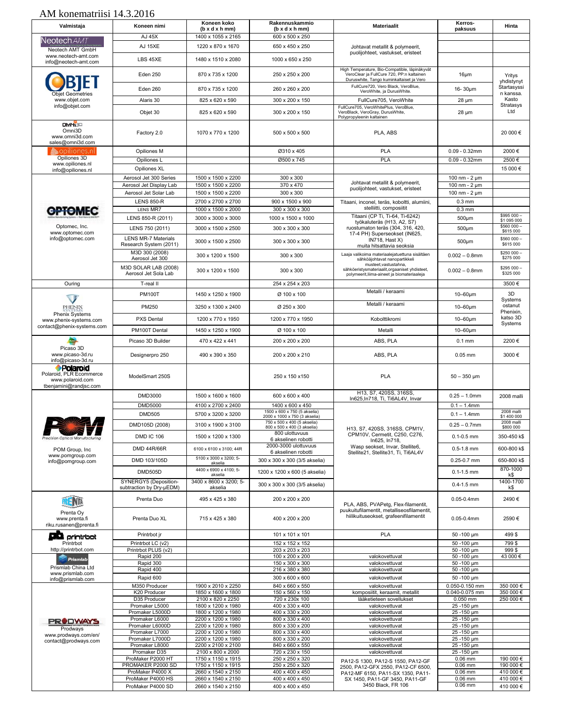# AM konematriisi 14.3.2016

| Valmistaja | Koneen nimi | Koneen koko (b x d x h mm) | Rakennuskammio (b x d x h mm) | Materiaalit | Kerros-paksuus | Hinta |
|---|---|---|---|---|---|---|
| Neotech AMT GmbH www.neotech-amt.com info@neotech-amt.com | AJ 45X | 1400 x 1055 x 2165 | 600 x 500 x 250 | Johtavat metallit & polymeerit, puolijohteet, vastukset, eristeet | | |
| | AJ 15XE | 1220 x 870 x 1670 | 650 x 450 x 250 | | | |
| | LBS 45XE | 1480 x 1510 x 2080 | 1000 x 650 x 250 | | | |
| Objet Geometries www.objet.com info@objet.com | Eden 250 | 870 x 735 x 1200 | 250 x 250 x 200 | High Temperature, Bio-Compatible, läpinäkyvät VeroClear ja FullCure 720, PP:n kaltainen Duruswhite, Tango kuminkaltaiset ja Vero | 16µm | Yritys yhdistynyt Startasyssin kanssa. Kasto Stratasys Ltd |
| | Eden 260 | 870 x 735 x 1200 | 260 x 260 x 200 | FullCure720, Vero Black, VeroBlue, VeroWhite, ja DurusWhite. | 16- 30µm | |
| | Alaris 30 | 825 x 620 x 590 | 300 x 200 x 150 | FullCure705, VeroWhite | 28 µm | |
| | Objet 30 | 825 x 620 x 590 | 300 x 200 x 150 | FullCure705, VeroWhitePlus, VeroBlue, VeroBlack, VeroGray, DurusWhite, Polypropyleenin kaltainen | 28 µm | |
| Omni3D www.omni3d.com sales@omni3d.com | Factory 2.0 | 1070 x 770 x 1200 | 500 x 500 x 500 | PLA, ABS | | 20 000 € |
| Opiliones 3D www.opiliones.nl info@opiliones.nl | Opiliones M | | Ø310 x 405 | PLA | 0.09 - 0.32mm | 2000 € |
| | Opiliones L | | Ø500 x 745 | PLA | 0.09 - 0.32mm | 2500 € |
| | Opiliones XL | | | | | 15 000 € |
| Optomec, Inc. www.optomec.com info@optomec.com | Aerosol Jet 300 Series | 1500 x 1500 x 2200 | 300 x 300 | Johtavat metallit & polymeerit, puolijohteet, vastukset, eristeet | 100 nm - 2 µm | |
| | Aerosol Jet Display Lab | 1500 x 1500 x 2200 | 370 x 470 | | 100 nm - 2 µm | |
| | Aerosol Jet Solar Lab | 1500 x 1500 x 2200 | 300 x 300 | | 100 nm - 2 µm | |
| | LENS 850-R | 2700 x 2700 x 2700 | 900 x 1500 x 900 | Titaani, inconel, teräs, koboltti, alumiini, stelliitti, compositiit | 0.3 mm | |
| | LENS MR7 | 1000 x 1500 x 2000 | 300 x 300 x 300 | | 0.3 mm | |
| | LENS 850-R (2011) | 3000 x 3000 x 3000 | 1000 x 1500 x 1000 | Titaani (CP Ti, Ti-64, Ti-6242) työkaluteräs (H13, A2, S7) ruostumaton teräs (304, 316, 420, 17-4 PH) Superseokset (IN625, IN718, Hast X) muita hitsattavia seoksia | 500µm | $995 000 – $1 095 000 |
| | LENS 750 (2011) | 3000 x 1500 x 2500 | 300 x 300 x 300 | | 500µm | $560 000 – $615 000 |
| | LENS MR-7 Materials Research System (2011) | 3000 x 1500 x 2500 | 300 x 300 x 300 | | 500µm | $560 000 – $615 000 |
| | M3D 300 (2008) Aerosol Jet 300 | 300 x 1200 x 1500 | 300 x 300 | Laaja valikoima materiaalejatuettuna sisältäen sähköäjohtavat nanopartikkeli musteet,vastustahna, sähköeristysmateriaalit,orgaaniset yhdisteet, polymeerit,liima-aineet ja biomateriaaleja | 0.002 – 0.8mm | $250 000 – $275 000 |
| | M3D SOLAR LAB (2008) Aerosol Jet Sola Lab | 300 x 1200 x 1500 | 300 x 300 | | 0.002 – 0.8mm | $295 000 – $325 000 |
| Ouring | T-real II | | 254 x 254 x 203 | | | 3500 € |
| Phenix Systems www.phenix-systems.com contact@phenix-systems.com | PM100T | 1450 x 1250 x 1900 | Ø 100 x 100 | Metalli / keraami | 10–60µm | 3D Systems ostanut Phenixin, katso 3D Systems |
| | PM250 | 3250 x 1300 x 2400 | Ø 250 x 300 | Metalli / keraami | 10–60µm | |
| | PXS Dental | 1200 x 770 x 1950 | 1200 x 770 x 1950 | Kobolttikromi | 10–60µm | |
| | PM100T Dental | 1450 x 1250 x 1900 | Ø 100 x 100 | Metalli | 10–60µm | |
| Picaso 3D www.picaso-3d.ru info@picaso-3d.ru | Picaso 3D Builder | 470 x 422 x 441 | 200 x 200 x 200 | ABS, PLA | 0.1 mm | 2200 € |
| | Designerpro 250 | 490 x 390 x 350 | 200 x 200 x 210 | ABS, PLA | 0.05 mm | 3000 € |
| Polaroid, PLR Ecommerce www.polaroid.com tbenjamini@randjsc.com | ModelSmart 250S | | 250 x 150 x150 | PLA | 50 – 350 µm | |
| POM Group, Inc www.pomgroup.com info@pomgroup.com | DMD3000 | 1500 x 1600 x 1600 | 600 x 600 x 400 | H13, S7, 420SS, 316SS, In625,In718, Ti, Ti6AL4V, Invar | 0.25 – 1.0mm | 2008 malli |
| | DMD5000 | 4100 x 2700 x 2400 | 1400 x 600 x 450 | H13, S7, 420SS, 316SS, CPM1V, CPM10V, Cermetit, C250, C276, In625, In718, Wasp seokset, Invar, Stellite6, Stellite21, Stellite31, Ti, Ti6AL4V | 0.1 – 1.4mm | |
| | DMD505 | 5700 x 3200 x 3200 | 1500 x 600 x 750 (5 akselia) 2000 x 1000 x 750 (3 akselia) | | 0.1 – 1.4mm | 2008 malli $1 400 000 |
| | DMD105D (2008) | 3100 x 1900 x 3100 | 750 x 500 x 400 (5 akselia) 800 x 500 x 400 (3 akselia) | | 0.25 – 0.7mm | 2008 malli $800 000 |
| | DMD IC 106 | 1500 x 1200 x 1300 | 800 ulottuvuus 6 akselinen robotti | | 0.1-0.5 mm | 350-450 k$ |
| | DMD 44R/66R | 6100 x 6100 x 3100; 44R | 2000-3000 ulottuvuus 6 akselinen robotti | | 0.5-1.8 mm | 600-800 k$ |
| | DMD 103/105D | 5100 x 3000 x 3200; 5-akselia | 300 x 300 x 300 (3/5 akselia) | | 0.25-0.7 mm | 650-800 k$ |
| | DMD505D | 4400 x 6900 x 4100; 5-akselia | 1200 x 1200 x 600 (5 akselia) | | 0.1-1.5 mm | 870-1000 k$ |
| | SYNERGY5 (Deposition-subtraction by Dry-µEDM) | 3400 x 8600 x 3200; 5-akselia | 300 x 300 x 300 (3/5 akselia) | | 0.4-1.5 mm | 1400-1700 k$ |
| Prenta Oy www.prenta.fi riku.rusanen@prenta.fi | Prenta Duo | 495 x 425 x 380 | 200 x 200 x 200 | PLA, ABS, PVAPetg, Flex-filamentit, puukuitufilamentit, metalliseosfilamentit, hiilikuituseokset, grafeenifilamentit | 0.05-0.4mm | 2490 € |
| | Prenta Duo XL | 715 x 425 x 380 | 400 x 200 x 200 | | 0.05-0.4mm | 2590 € |
| Printrbot http://printrbot.com | Printrbot jr | | 101 x 101 x 101 | PLA | 50 -100 µm | 499 $ |
| | Printrbot LC (v2) | | 152 x 152 x 152 | | 50 -100 µm | 799 $ |
| | Printrbot PLUS (v2) | | 203 x 203 x 203 | | 50 -100 µm | 999 $ |
| Prismlab China Ltd www.prismlab.com info@prismlab.com | Rapid 200 | | 100 x 200 x 200 | valokovettuvat | 50 -100 µm | 43 000 € |
| | Rapid 300 | | 150 x 300 x 300 | valokovettuvat | 50 -100 µm | |
| | Rapid 400 | | 216 x 380 x 380 | valokovettuvat | 50 -100 µm | |
| | Rapid 600 | | 300 x 600 x 600 | valokovettuvat | 50 -100 µm | |
| Prodways www.prodways.com/en/ contact@prodways.com | M350 Producer | 1900 x 2010 x 2250 | 840 x 660 x 550 | valokovettuvat | 0.050-0.150 mm | 350 000 € |
| | K20 Producer | 1850 x 1600 x 1800 | 150 x 560 x 150 | komposiitit, keraamit, metallit | 0.040-0.075 mm | 350 000 € |
| | D35 Producer | 2100 x 820 x 2250 | 720 x 230x 100 | lääketieteen sovellukset | 0.050 mm | 250 000 € |
| | Promaker L5000 | 1800 x 1200 x 1980 | 400 x 330 x 400 | valokovettuvat | 25 -150 µm | |
| | Promaker L5000D | 1800 x 1200 x 1980 | 400 x 330 x 200 | valokovettuvat | 25 -150 µm | |
| | Promaker L6000 | 2200 x 1200 x 1980 | 800 x 330 x 400 | valokovettuvat | 25 -150 µm | |
| | Promaker L6000D | 2200 x 1200 x 1980 | 800 x 330 x 200 | valokovettuvat | 25 -150 µm | |
| | Promaker L7000 | 2200 x 1200 x 1980 | 800 x 330 x 400 | valokovettuvat | 25 -150 µm | |
| | Promaker L7000D | 2200 x 1200 x 1980 | 800 x 330 x 200 | valokovettuvat | 25 -150 µm | |
| | Promaker L8000 | 2200 x 2100 x 2100 | 840 x 660 x 550 | valokovettuvat | 25 -150 µm | |
| | Promaker D35 | 2100 x 800 x 2000 | 720 x 230 x 150 | valokovettuvat | 25 -150 µm | |
| | ProMaker P2000 HT | 1750 x 1150 x 1915 | 250 x 250 x 320 | PA12-S 1300, PA12-S 1550, PA12-GF 2500, PA12-GFX 2550, PA12-CF 6500, PA12-MF 6150, PA11-SX 1350, PA11-SX 1450, PA11-GF 3450, PA11-GF 3450 Black, FR 106 | 0.06 mm | 190 000 € |
| | PROMAKER P2000 SD | 1750 x 1150 x 1915 | 250 x 250 x 320 | | 0.06 mm | 190 000 € |
| | ProMaker P4000 X | 2660 x 1540 x 2150 | 400 x 400 x 450 | | 0.06 mm | 410 000 € |
| | ProMaker P4000 HS | 2660 x 1540 x 2150 | 400 x 400 x 450 | | 0.06 mm | 410 000 € |
| | ProMaker P4000 SD | 2660 x 1540 x 2150 | 400 x 400 x 450 | | 0.06 mm | 410 000 € |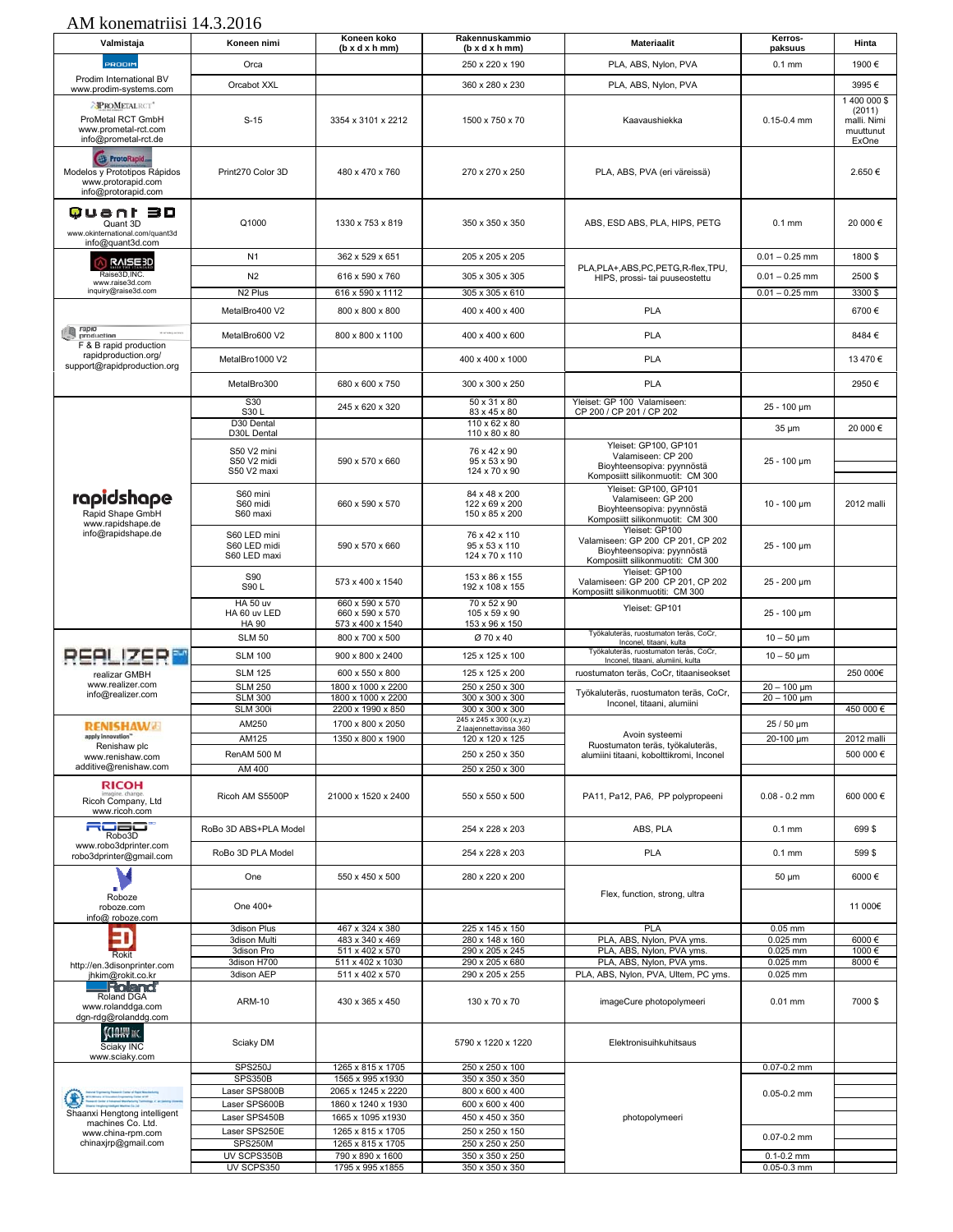AM konematriisi 14.3.2016

| Valmistaja | Koneen nimi | Koneen koko (b x d x h mm) | Rakennuskammio (b x d x h mm) | Materiaalit | Kerros-paksuus | Hinta |
|---|---|---|---|---|---|---|
| PRODIM Prodim International BV www.prodim-systems.com | Orca | | 250 x 220 x 190 | PLA, ABS, Nylon, PVA | 0.1 mm | 1900 € |
| | Orcabot XXL | | 360 x 280 x 230 | PLA, ABS, Nylon, PVA | | 3995 € |
| PROMETAL RCT ProMetal RCT GmbH www.prometal-rct.com info@prometal-rct.de | S-15 | 3354 x 3101 x 2212 | 1500 x 750 x 70 | Kaavaushiekka | 0.15-0.4 mm | 1 400 000 $ (2011) malli. Nimi muuttunut ExOne |
| ProtoRapid Modelos y Prototipos Rápidos www.protorapid.com info@protorapid.com | Print270 Color 3D | 480 x 470 x 760 | 270 x 270 x 250 | PLA, ABS, PVA (eri väreissä) | | 2.650 € |
| Quant 3D Quant 3D www.okinternational.com/quant3d info@quant3d.com | Q1000 | 1330 x 753 x 819 | 350 x 350 x 350 | ABS, ESD ABS, PLA, HIPS, PETG | 0.1 mm | 20 000 € |
| RAISE3D Raise3D,INC. www.raise3d.com inquiry@raise3d.com | N1 | 362 x 529 x 651 | 205 x 205 x 205 | PLA,PLA+,ABS,PC,PETG,R-flex,TPU, HIPS, prossi- tai puuseostettu | 0.01 – 0.25 mm | 1800 $ |
| | N2 | 616 x 590 x 760 | 305 x 305 x 305 | | 0.01 – 0.25 mm | 2500 $ |
| | N2 Plus | 616 x 590 x 1112 | 305 x 305 x 610 | | 0.01 – 0.25 mm | 3300 $ |
| rapid production F & B rapid production rapidproduction.org/ support@rapidproduction.org | MetalBro400 V2 | 800 x 800 x 800 | 400 x 400 x 400 | PLA | | 6700 € |
| | MetalBro600 V2 | 800 x 800 x 1100 | 400 x 400 x 600 | PLA | | 8484 € |
| | MetalBro1000 V2 | | 400 x 400 x 1000 | PLA | | 13 470 € |
| | MetalBro300 | 680 x 600 x 750 | 300 x 300 x 250 | PLA | | 2950 € |
| rapidshape Rapid Shape GmbH www.rapidshape.de info@rapidshape.de | S30 S30 L | 245 x 620 x 320 | 50 x 31 x 80 83 x 45 x 80 | Yleiset: GP 100 Valamiseen: CP 200 / CP 201 / CP 202 | 25 - 100 µm | |
| | D30 Dental D30L Dental | | 110 x 62 x 80 110 x 80 x 80 | | 35 µm | 20 000 € |
| | S50 V2 mini S50 V2 midi S50 V2 maxi | 590 x 570 x 660 | 76 x 42 x 90 95 x 53 x 90 124 x 70 x 90 | Yleiset: GP100, GP101 Valamiseen: CP 200 Bioyhteensopiva: pyynnöstä Komposiitt silikonmuotit: CM 300 | 25 - 100 µm | |
| | S60 mini S60 midi S60 maxi | 660 x 590 x 570 | 84 x 48 x 200 122 x 69 x 200 150 x 85 x 200 | Yleiset: GP100, GP101 Valamiseen: GP 200 Bioyhteensopiva: pyynnöstä Komposiitt silikonmuotit: CM 300 | 10 - 100 µm | 2012 malli |
| | S60 LED mini S60 LED midi S60 LED maxi | 590 x 570 x 660 | 76 x 42 x 110 95 x 53 x 110 124 x 70 x 110 | Yleiset: GP100 Valamiseen: GP 200 CP 201, CP 202 Bioyhteensopiva: pyynnöstä Komposiitt silikonmuotit: CM 300 | 25 - 100 µm | |
| | S90 S90 L | 573 x 400 x 1540 | 153 x 86 x 155 192 x 108 x 155 | Yleiset: GP100 Valamiseen: GP 200 CP 201, CP 202 Komposiitt silikonmuotit: CM 300 | 25 - 200 µm | |
| | HA 50 uv HA 60 uv LED HA 90 | 660 x 590 x 570 660 x 590 x 570 573 x 400 x 1540 | 70 x 52 x 90 105 x 59 x 90 153 x 96 x 150 | Yleiset: GP101 | 25 - 100 µm | |
| REALIZER realizar GMBH www.realizer.com info@realizer.com | SLM 50 | 800 x 700 x 500 | Ø 70 x 40 | Työkaluteräs, ruostumaton teräs, CoCr, Inconel, titaani, kulta | 10 – 50 µm | |
| | SLM 100 | 900 x 800 x 2400 | 125 x 125 x 100 | Työkaluteräs, ruostumaton teräs, CoCr, Inconel, titaani, alumiini, kulta | 10 – 50 µm | |
| | SLM 125 | 600 x 550 x 800 | 125 x 125 x 200 | ruostumaton teräs, CoCr, titaaniseokset | | 250 000€ |
| | SLM 250 | 1800 x 1000 x 2200 | 250 x 250 x 300 | Työkaluteräs, ruostumaton teräs, CoCr, Inconel, titaani, alumiini | 20 – 100 µm | |
| | SLM 300 | 1800 x 1000 x 2200 | 300 x 300 x 300 | | 20 – 100 µm | |
| | SLM 300i | 2200 x 1990 x 850 | 300 x 300 x 300 | | | 450 000 € |
| RENISHAW apply innovation Renishaw plc www.renishaw.com additive@renishaw.com | AM250 | 1700 x 800 x 2050 | 245 x 245 x 300 (x,y,z) Z laajennettavissa 360 | Avoin systeemi Ruostumaton teräs, työkaluteräs, alumiini titaani, kobolttikromi, Inconel | 25 / 50 µm | |
| | AM125 | 1350 x 800 x 1900 | 120 x 120 x 125 | | 20-100 µm | 2012 malli |
| | RenAM 500 M | | 250 x 250 x 350 | | | 500 000 € |
| | AM 400 | | 250 x 250 x 300 | | | |
| RICOH imagine. change. Ricoh Company, Ltd www.ricoh.com | Ricoh AM S5500P | 21000 x 1520 x 2400 | 550 x 550 x 500 | PA11, Pa12, PA6, PP polypropeeni | 0.08 - 0.2 mm | 600 000 € |
| ROBO Robo3D www.robo3dprinter.com robo3dprinter@gmail.com | RoBo 3D ABS+PLA Model | | 254 x 228 x 203 | ABS, PLA | 0.1 mm | 699 $ |
| | RoBo 3D PLA Model | | 254 x 228 x 203 | PLA | 0.1 mm | 599 $ |
| Roboze roboze.com info@ roboze.com | One | 550 x 450 x 500 | 280 x 220 x 200 | Flex, function, strong, ultra | 50 µm | 6000 € |
| | One 400+ | | | | | 11 000€ |
| Rokit http://en.3disonprinter.com jhkim@rokit.co.kr | 3dison Plus | 467 x 324 x 380 | 225 x 145 x 150 | PLA | 0.05 mm | |
| | 3dison Multi | 483 x 340 x 469 | 280 x 148 x 160 | PLA, ABS, Nylon, PVA yms. | 0.025 mm | 6000 € |
| | 3dison Pro | 511 x 402 x 570 | 290 x 205 x 245 | PLA, ABS, Nylon, PVA yms. | 0.025 mm | 1000 € |
| | 3dison H700 | 511 x 402 x 1030 | 290 x 205 x 680 | PLA, ABS, Nylon, PVA yms. | 0.025 mm | 8000 € |
| | 3dison AEP | 511 x 402 x 570 | 290 x 205 x 255 | PLA, ABS, Nylon, PVA, Ultem, PC yms. | 0.025 mm | |
| Roland Roland DGA www.rolanddga.com dgn-rdg@rolanddg.com | ARM-10 | 430 x 365 x 450 | 130 x 70 x 70 | imageCure photopolymeeri | 0.01 mm | 7000 $ |
| SCIAKY INC Sciaky INC www.sciaky.com | Sciaky DM | | 5790 x 1220 x 1220 | Elektronisuihkuhitsaus | | |
| Shaanxi Hengtong intelligent machines Co. Ltd. www.china-rpm.com chinaxjrp@gmail.com | SPS250J | 1265 x 815 x 1705 | 250 x 250 x 100 | photopolymeeri | 0.07-0.2 mm | |
| | SPS350B | 1565 x 995 x1930 | 350 x 350 x 350 | | 0.05-0.2 mm | |
| | Laser SPS800B | 2065 x 1245 x 2220 | 800 x 600 x 400 | | | |
| | Laser SPS600B | 1860 x 1240 x 1930 | 600 x 600 x 400 | | | |
| | Laser SPS450B | 1665 x 1095 x1930 | 450 x 450 x 350 | | | |
| | Laser SPS250E | 1265 x 815 x 1705 | 250 x 250 x 150 | | 0.07-0.2 mm | |
| | SPS250M | 1265 x 815 x 1705 | 250 x 250 x 250 | | | |
| | UV SCPS350B | 790 x 890 x 1600 | 350 x 350 x 250 | | 0.1-0.2 mm | |
| | UV SCPS350 | 1795 x 995 x1855 | 350 x 350 x 350 | | 0.05-0.3 mm | |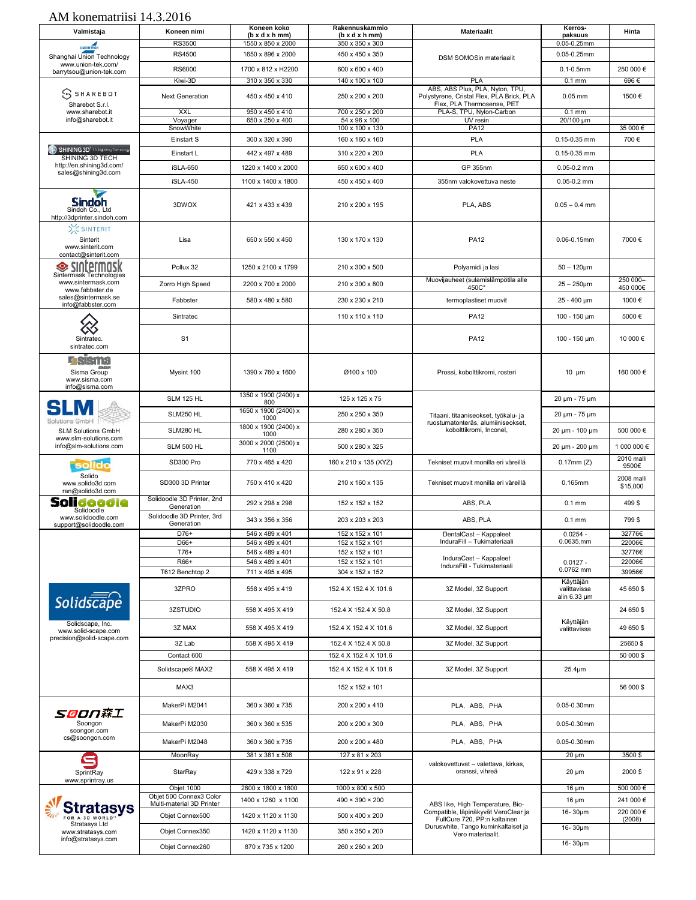# AM konematriisi 14.3.2016

| Valmistaja | Koneen nimi | Koneen koko (b x d x h mm) | Rakennuskammio (b x d x h mm) | Materiaalit | Kerros-paksuus | Hinta |
|---|---|---|---|---|---|---|
| Shanghai Union Technology www.union-tek.com/ barrytsou@union-tek.com | RS3500 | 1550 x 850 x 2000 | 350 x 350 x 300 | DSM SOMOSin materiaalit | 0.05-0.25mm | |
| | RS4500 | 1650 x 896 x 2000 | 450 x 450 x 350 | | 0.05-0.25mm | |
| | RS6000 | 1700 x 812 x H2200 | 600 x 600 x 400 | | 0.1-0.5mm | 250 000 € |
| SHAREBOT Sharebot S.r.l. www.sharebot.it info@sharebot.it | Kiwi-3D | 310 x 350 x 330 | 140 x 100 x 100 | PLA | 0.1 mm | 696 € |
| | Next Generation | 450 x 450 x 410 | 250 x 200 x 200 | ABS, ABS Plus, PLA, Nylon, TPU, Polystyrene, Cristal Flex, PLA Brick, PLA Flex, PLA Thermosense, PET | 0.05 mm | 1500 € |
| | XXL | 950 x 450 x 410 | 700 x 250 x 200 | PLA-S, TPU, Nylon-Carbon | 0.1 mm | |
| | Voyager | 650 x 250 x 400 | 54 x 96 x 100 | UV resin | 20/100 µm | |
| | SnowWhite | | 100 x 100 x 130 | PA12 | | 35 000 € |
| SHINING 3D TECH http://en.shining3d.com/ sales@shining3d.com | Einstart S | 300 x 320 x 390 | 160 x 160 x 160 | PLA | 0.15-0.35 mm | 700 € |
| | Einstart L | 442 x 497 x 489 | 310 x 220 x 200 | PLA | 0.15-0.35 mm | |
| | iSLA-650 | 1220 x 1400 x 2000 | 650 x 600 x 400 | GP 355nm | 0.05-0.2 mm | |
| | iSLA-450 | 1100 x 1400 x 1800 | 450 x 450 x 400 | 355nm valokovettuva neste | 0.05-0.2 mm | |
| Sindoh Co., Ltd http://3dprinter.sindoh.com | 3DWOX | 421 x 433 x 439 | 210 x 200 x 195 | PLA, ABS | 0.05 – 0.4 mm | |
| Sinterit www.sinterit.com contact@sinterit.com | Lisa | 650 x 550 x 450 | 130 x 170 x 130 | PA12 | 0.06-0.15mm | 7000 € |
| Sintermask Technologies www.sintermask.com www.fabbster.de sales@sintermask.se info@fabbster.com | Pollux 32 | 1250 x 2100 x 1799 | 210 x 300 x 500 | Polyamidi ja lasi | 50 – 120µm | |
| | Zorro High Speed | 2200 x 700 x 2000 | 210 x 300 x 800 | Muovijauheet (sulamislämpötila alle 450C° | 25 – 250µm | 250 000– 450 000€ |
| | Fabbster | 580 x 480 x 580 | 230 x 230 x 210 | termoplastiset muovit | 25 - 400 µm | 1000 € |
| Sintratec. sintratec.com | Sintratec | | 110 x 110 x 110 | PA12 | 100 - 150 µm | 5000 € |
| | S1 | | | PA12 | 100 - 150 µm | 10 000 € |
| Sisma Group www.sisma.com info@sisma.com | Mysint 100 | 1390 x 760 x 1600 | Ø100 x 100 | Prossi, kobolttikromi, rosteri | 10 µm | 160 000 € |
| SLM Solutions GmbH www.slm-solutions.com info@slm-solutions.com | SLM 125 HL | 1350 x 1900 (2400) x 800 | 125 x 125 x 75 | Titaani, titaaniseokset, työkalu- ja ruostumatonteräs, alumiiniseokset, kobolttikromi, Inconel, | 20 µm - 75 µm | |
| | SLM250 HL | 1650 x 1900 (2400) x 1000 | 250 x 250 x 350 | | 20 µm - 75 µm | |
| | SLM280 HL | 1800 x 1900 (2400) x 1000 | 280 x 280 x 350 | | 20 µm - 100 µm | 500 000 € |
| | SLM 500 HL | 3000 x 2000 (2500) x 1100 | 500 x 280 x 325 | | 20 µm - 200 µm | 1 000 000 € |
| Solido www.solido3d.com ran@solido3d.com | SD300 Pro | 770 x 465 x 420 | 160 x 210 x 135 (XYZ) | Tekniset muovit monilla eri väreillä | 0.17mm (Z) | 2010 malli 9500€ |
| | SD300 3D Printer | 750 x 410 x 420 | 210 x 160 x 135 | Tekniset muovit monilla eri väreillä | 0.165mm | 2008 malli $15,000 |
| Solidoodle www.solidoodle.com support@solidoodle.com | Solidoodle 3D Printer, 2nd Generation | 292 x 298 x 298 | 152 x 152 x 152 | ABS, PLA | 0.1 mm | 499 $ |
| | Solidoodle 3D Printer, 3rd Generation | 343 x 356 x 356 | 203 x 203 x 203 | ABS, PLA | 0.1 mm | 799 $ |
| Solidscape, Inc. www.solid-scape.com precision@solid-scape.com | D76+ | 546 x 489 x 401 | 152 x 152 x 101 | DentalCast – Kappaleet InduraFill – Tukimateriaali | 0.0254 - 0.0635,mm | 32776€ |
| | D66+ | 546 x 489 x 401 | 152 x 152 x 101 | | | 22006€ |
| | T76+ | 546 x 489 x 401 | 152 x 152 x 101 | InduraCast – Kappaleet InduraFill - Tukimateriaali | 0.0127 - 0.0762 mm | 32776€ |
| | R66+ | 546 x 489 x 401 | 152 x 152 x 101 | | | 22006€ |
| | T612 Benchtop 2 | 711 x 495 x 495 | 304 x 152 x 152 | | | 39956€ |
| | 3ZPRO | 558 x 495 x 419 | 152.4 X 152.4 X 101.6 | 3Z Model, 3Z Support | Käyttäjän valittavissa alin 6.33 µm | 45 650 $ |
| | 3ZSTUDIO | 558 X 495 X 419 | 152.4 X 152.4 X 50.8 | 3Z Model, 3Z Support | Käyttäjän valittavissa | 24 650 $ |
| | 3Z MAX | 558 X 495 X 419 | 152.4 X 152.4 X 101.6 | 3Z Model, 3Z Support | | 49 650 $ |
| | 3Z Lab | 558 X 495 X 419 | 152.4 X 152.4 X 50.8 | 3Z Model, 3Z Support | | 25650 $ |
| | Contact 600 | | 152.4 X 152.4 X 101.6 | | | 50 000 $ |
| | Solidscape® MAX2 | 558 X 495 X 419 | 152.4 X 152.4 X 101.6 | 3Z Model, 3Z Support | 25.4µm | |
| | MAX3 | | 152 x 152 x 101 | | | 56 000 $ |
| Soongon soongon.com cs@soongon.com | MakerPi M2041 | 360 x 360 x 735 | 200 x 200 x 410 | PLA, ABS, PHA | 0.05-0.30mm | |
| | MakerPi M2030 | 360 x 360 x 535 | 200 x 200 x 300 | PLA, ABS, PHA | 0.05-0.30mm | |
| | MakerPi M2048 | 360 x 360 x 735 | 200 x 200 x 480 | PLA, ABS, PHA | 0.05-0.30mm | |
| SprintRay www.sprintray.us | MoonRay | 381 x 381 x 508 | 127 x 81 x 203 | valokovettuvat – valettava, kirkas, oranssi, vihreä | 20 µm | 3500 $ |
| | StarRay | 429 x 338 x 729 | 122 x 91 x 228 | | 20 µm | 2000 $ |
| Stratasys Ltd www.stratasys.com info@stratasys.com | Objet 1000 | 2800 x 1800 x 1800 | 1000 x 800 x 500 | ABS like, High Temperature, Bio-Compatible, läpinäkyvät VeroClear ja FullCure 720, PP:n kaltainen Duruswhite, Tango kuminkaltaiset ja Vero materiaalit. | 16 µm | 500 000 € |
| | Objet 500 Connex3 Color Multi-material 3D Printer | 1400 x 1260 x 1100 | 490 × 390 × 200 | | 16 µm | 241 000 € |
| | Objet Connex500 | 1420 x 1120 x 1130 | 500 x 400 x 200 | | 16- 30µm | 220 000 € (2008) |
| | Objet Connex350 | 1420 x 1120 x 1130 | 350 x 350 x 200 | | 16- 30µm | |
| | Objet Connex260 | 870 x 735 x 1200 | 260 x 260 x 200 | | 16- 30µm | |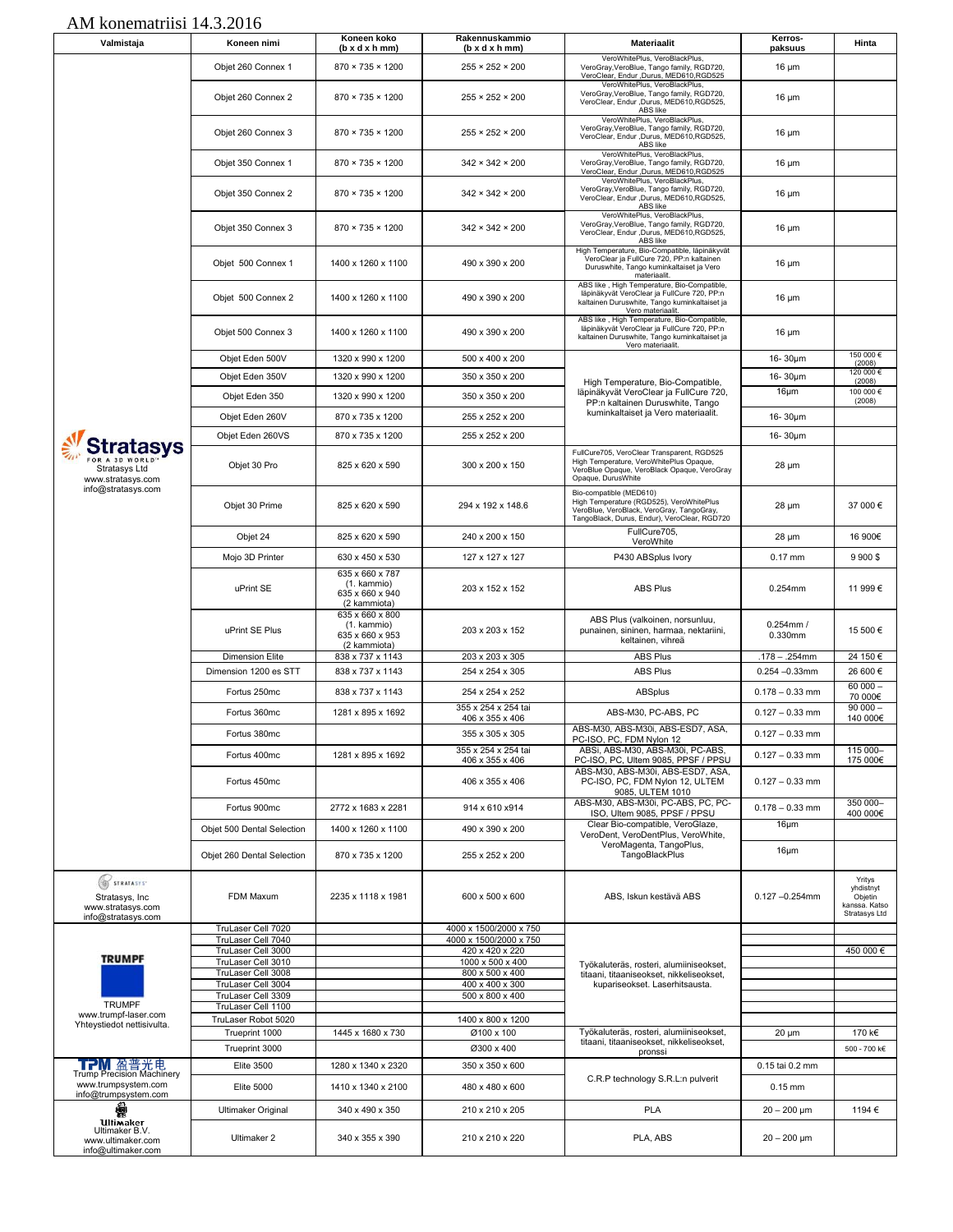AM konematriisi 14.3.2016

| Valmistaja | Koneen nimi | Koneen koko (b x d x h mm) | Rakennuskammio (b x d x h mm) | Materiaalit | Kerros-paksuus | Hinta |
|---|---|---|---|---|---|---|
| Stratasys FOR A 3D WORLD Stratasys Ltd www.stratasys.com info@stratasys.com | Objet 260 Connex 1 | 870 × 735 × 1200 | 255 × 252 × 200 | VeroWhitePlus, VeroBlackPlus, VeroGray,VeroBlue, Tango family, RGD720, VeroClear, Endur ,Durus, MED610,RGD525 | 16 µm | |
| | Objet 260 Connex 2 | 870 × 735 × 1200 | 255 × 252 × 200 | VeroWhitePlus, VeroBlackPlus, VeroGray,VeroBlue, Tango family, RGD720, VeroClear, Endur ,Durus, MED610,RGD525, ABS like | 16 µm | |
| | Objet 260 Connex 3 | 870 × 735 × 1200 | 255 × 252 × 200 | VeroWhitePlus, VeroBlackPlus, VeroGray,VeroBlue, Tango family, RGD720, VeroClear, Endur ,Durus, MED610,RGD525, ABS like | 16 µm | |
| | Objet 350 Connex 1 | 870 × 735 × 1200 | 342 × 342 × 200 | VeroWhitePlus, VeroBlackPlus, VeroGray,VeroBlue, Tango family, RGD720, VeroClear, Endur ,Durus, MED610,RGD525 | 16 µm | |
| | Objet 350 Connex 2 | 870 × 735 × 1200 | 342 × 342 × 200 | VeroWhitePlus, VeroBlackPlus, VeroGray,VeroBlue, Tango family, RGD720, VeroClear, Endur ,Durus, MED610,RGD525, ABS like | 16 µm | |
| | Objet 350 Connex 3 | 870 × 735 × 1200 | 342 × 342 × 200 | VeroWhitePlus, VeroBlackPlus, VeroGray,VeroBlue, Tango family, RGD720, VeroClear, Endur ,Durus, MED610,RGD525, ABS like | 16 µm | |
| | Objet 500 Connex 1 | 1400 x 1260 x 1100 | 490 x 390 x 200 | High Temperature, Bio-Compatible, läpinäkyvät VeroClear ja FullCure 720, PP:n kaltainen Duruswhite, Tango kuminkaltaiset ja Vero materiaalit. | 16 µm | |
| | Objet 500 Connex 2 | 1400 x 1260 x 1100 | 490 x 390 x 200 | ABS like , High Temperature, Bio-Compatible, läpinäkyvät VeroClear ja FullCure 720, PP:n kaltainen Duruswhite, Tango kuminkaltaiset ja Vero materiaalit. | 16 µm | |
| | Objet 500 Connex 3 | 1400 x 1260 x 1100 | 490 x 390 x 200 | ABS like , High Temperature, Bio-Compatible, läpinäkyvät VeroClear ja FullCure 720, PP:n kaltainen Duruswhite, Tango kuminkaltaiset ja Vero materiaalit. | 16 µm | |
| | Objet Eden 500V | 1320 x 990 x 1200 | 500 x 400 x 200 | High Temperature, Bio-Compatible, läpinäkyvät VeroClear ja FullCure 720, PP:n kaltainen Duruswhite, Tango kuminkaltaiset ja Vero materiaalit. | 16- 30µm | 150 000 € (2008) |
| | Objet Eden 350V | 1320 x 990 x 1200 | 350 x 350 x 200 | | 16- 30µm | 120 000 € (2008) |
| | Objet Eden 350 | 1320 x 990 x 1200 | 350 x 350 x 200 | | 16µm | 100 000 € (2008) |
| | Objet Eden 260V | 870 x 735 x 1200 | 255 x 252 x 200 | | 16- 30µm | |
| | Objet Eden 260VS | 870 x 735 x 1200 | 255 x 252 x 200 | | 16- 30µm | |
| | Objet 30 Pro | 825 x 620 x 590 | 300 x 200 x 150 | FullCure705, VeroClear Transparent, RGD525 High Temperature, VeroWhitePlus Opaque, VeroBlue Opaque, VeroBlack Opaque, VeroGray Opaque, DurusWhite | 28 µm | |
| | Objet 30 Prime | 825 x 620 x 590 | 294 x 192 x 148.6 | Bio-compatible (MED610) High Temperature (RGD525), VeroWhitePlus VeroBlue, VeroBlack, VeroGray, TangoGray, TangoBlack, Durus, Endur), VeroClear, RGD720 | 28 µm | 37 000 € |
| | Objet 24 | 825 x 620 x 590 | 240 x 200 x 150 | FullCure705, VeroWhite | 28 µm | 16 900€ |
| | Mojo 3D Printer | 630 x 450 x 530 | 127 x 127 x 127 | P430 ABSplus Ivory | 0.17 mm | 9 900 $ |
| | uPrint SE | 635 x 660 x 787 (1. kammio) 635 x 660 x 940 (2 kammiota) | 203 x 152 x 152 | ABS Plus | 0.254mm | 11 999 € |
| | uPrint SE Plus | 635 x 660 x 800 (1. kammio) 635 x 660 x 953 (2 kammiota) | 203 x 203 x 152 | ABS Plus (valkoinen, norsunluu, punainen, sininen, harmaa, nektariini, keltainen, vihreä | 0.254mm / 0.330mm | 15 500 € |
| | Dimension Elite | 838 x 737 x 1143 | 203 x 203 x 305 | ABS Plus | .178 – .254mm | 24 150 € |
| | Dimension 1200 es STT | 838 x 737 x 1143 | 254 x 254 x 305 | ABS Plus | 0.254 –0.33mm | 26 600 € |
| | Fortus 250mc | 838 x 737 x 1143 | 254 x 254 x 252 | ABSplus | 0.178 – 0.33 mm | 60 000 – 70 000€ |
| | Fortus 360mc | 1281 x 895 x 1692 | 355 x 254 x 254 tai 406 x 355 x 406 | ABS-M30, PC-ABS, PC | 0.127 – 0.33 mm | 90 000 – 140 000€ |
| | Fortus 380mc | | 355 x 305 x 305 | ABS-M30, ABS-M30i, ABS-ESD7, ASA, PC-ISO, PC, FDM Nylon 12 | 0.127 – 0.33 mm | |
| | Fortus 400mc | 1281 x 895 x 1692 | 355 x 254 x 254 tai 406 x 355 x 406 | ABSi, ABS-M30, ABS-M30i, PC-ABS, PC-ISO, PC, Ultem 9085, PPSF / PPSU | 0.127 – 0.33 mm | 115 000– 175 000€ |
| | Fortus 450mc | | 406 x 355 x 406 | ABS-M30, ABS-M30i, ABS-ESD7, ASA, PC-ISO, PC, FDM Nylon 12, ULTEM 9085, ULTEM 1010 | 0.127 – 0.33 mm | |
| | Fortus 900mc | 2772 x 1683 x 2281 | 914 x 610 x914 | ABS-M30, ABS-M30i, PC-ABS, PC, PC-ISO, Ultem 9085, PPSF / PPSU | 0.178 – 0.33 mm | 350 000– 400 000€ |
| | Objet 500 Dental Selection | 1400 x 1260 x 1100 | 490 x 390 x 200 | Clear Bio-compatible, VeroGlaze, VeroDent, VeroDentPlus, VeroWhite, VeroMagenta, TangoPlus, TangoBlackPlus | 16µm | |
| | Objet 260 Dental Selection | 870 x 735 x 1200 | 255 x 252 x 200 | | 16µm | |
| STRATASYS Stratasys, Inc www.stratasys.com info@stratasys.com | FDM Maxum | 2235 x 1118 x 1981 | 600 x 500 x 600 | ABS, Iskun kestävä ABS | 0.127 –0.254mm | Yritys yhdistnyt Objetin kanssa. Katso Stratasys Ltd |
| TRUMPF TRUMPF www.trumpf-laser.com Yhteystiedot nettisivulta. | TruLaser Cell 7020 | | 4000 x 1500/2000 x 750 | Työkaluteräs, rosteri, alumiiniseokset, titaani, titaaniseokset, nikkeliseokset, kupariseokset. Laserhitsausta. | | |
| | TruLaser Cell 7040 | | 4000 x 1500/2000 x 750 | | | |
| | TruLaser Cell 3000 | | 420 x 420 x 220 | | | 450 000 € |
| | TruLaser Cell 3010 | | 1000 x 500 x 400 | | | |
| | TruLaser Cell 3008 | | 800 x 500 x 400 | | | |
| | TruLaser Cell 3004 | | 400 x 400 x 300 | | | |
| | TruLaser Cell 3309 | | 500 x 800 x 400 | | | |
| | TruLaser Cell 1100 | | | | | |
| | TruLaser Robot 5020 | | 1400 x 800 x 1200 | | | |
| | Trueprint 1000 | 1445 x 1680 x 730 | Ø100 x 100 | Työkaluteräs, rosteri, alumiiniseokset, titaani, titaaniseokset, nikkeliseokset, pronssi | 20 µm | 170 k€ |
| | Trueprint 3000 | | Ø300 x 400 | | | 500 - 700 k€ |
| TPM 盈普光电 Trump Precision Machinery www.trumpsystem.com info@trumpsystem.com | Elite 3500 | 1280 x 1340 x 2320 | 350 x 350 x 600 | C.R.P technology S.R.L:n pulverit | 0.15 tai 0.2 mm | |
| | Elite 5000 | 1410 x 1340 x 2100 | 480 x 480 x 600 | | 0.15 mm | |
| Ultimaker Ultimaker B.V. www.ultimaker.com info@ultimaker.com | Ultimaker Original | 340 x 490 x 350 | 210 x 210 x 205 | PLA | 20 – 200 µm | 1194 € |
| | Ultimaker 2 | 340 x 355 x 390 | 210 x 210 x 220 | PLA, ABS | 20 – 200 µm | |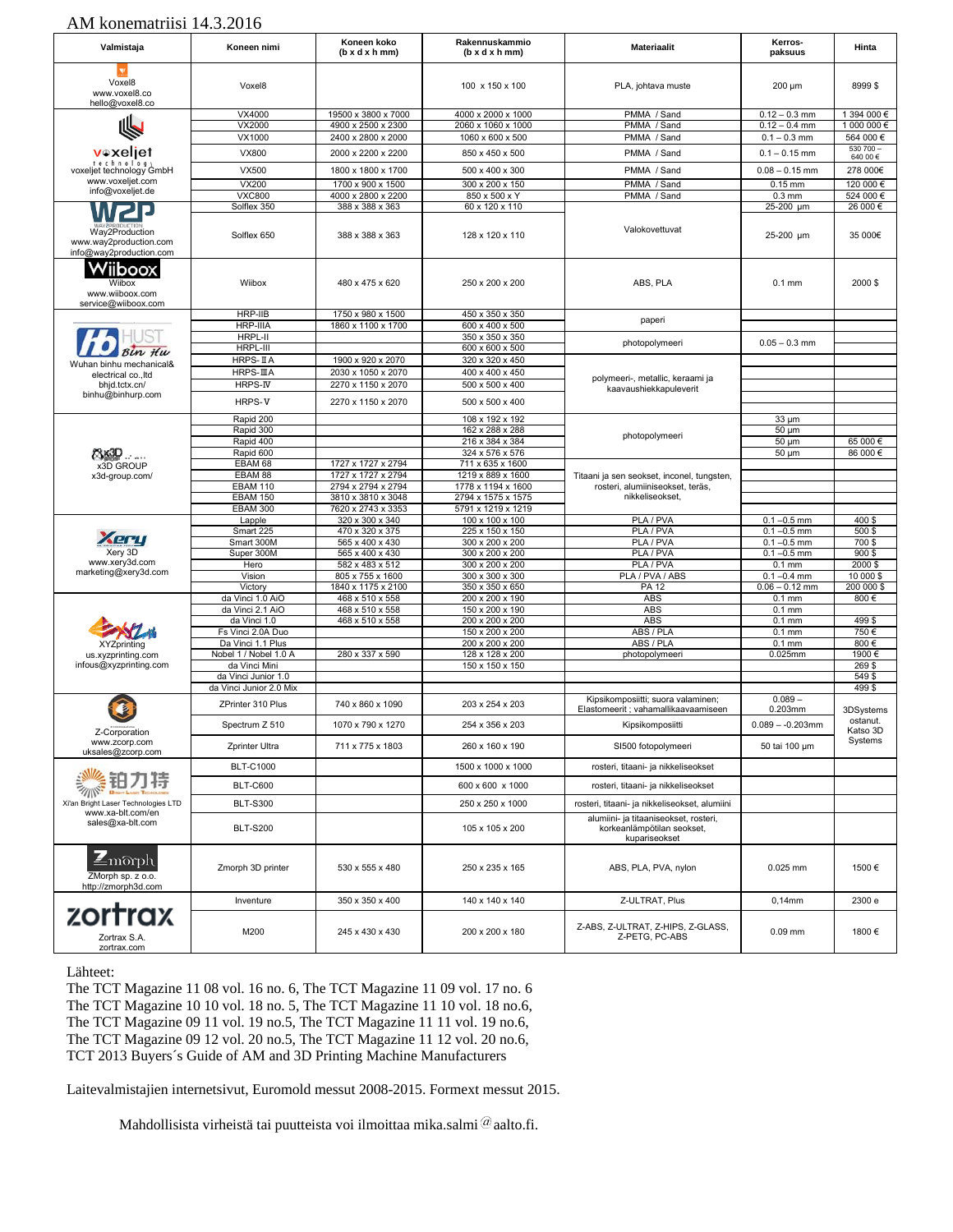AM konematriisi 14.3.2016

| Valmistaja | Koneen nimi | Koneen koko (b x d x h mm) | Rakennuskammio (b x d x h mm) | Materiaalit | Kerros-paksuus | Hinta |
|---|---|---|---|---|---|---|
| Voxel8 www.voxel8.co hello@voxel8.co | Voxel8 | | 100 x 150 x 100 | PLA, johtava muste | 200 µm | 8999 $ |
| voxeljet technology voxeljet technology GmbH www.voxeljet.com info@voxeljet.de | VX4000 | 19500 x 3800 x 7000 | 4000 x 2000 x 1000 | PMMA / Sand | 0.12 – 0.3 mm | 1 394 000 € |
| | VX2000 | 4900 x 2500 x 2300 | 2060 x 1060 x 1000 | PMMA / Sand | 0.12 – 0.4 mm | 1 000 000 € |
| | VX1000 | 2400 x 2800 x 2000 | 1060 x 600 x 500 | PMMA / Sand | 0.1 – 0.3 mm | 564 000 € |
| | VX800 | 2000 x 2200 x 2200 | 850 x 450 x 500 | PMMA / Sand | 0.1 – 0.15 mm | 530 700 – 640 00 € |
| | VX500 | 1800 x 1800 x 1700 | 500 x 400 x 300 | PMMA / Sand | 0.08 – 0.15 mm | 278 000€ |
| | VX200 | 1700 x 900 x 1500 | 300 x 200 x 150 | PMMA / Sand | 0.15 mm | 120 000 € |
| | VXC800 | 4000 x 2800 x 2200 | 850 x 500 x Y | PMMA / Sand | 0.3 mm | 524 000 € |
| W2P Way2Production www.way2production.com info@way2production.com | Solflex 350 | 388 x 388 x 363 | 60 x 120 x 110 | Valokovettuvat | 25-200 µm | 26 000 € |
| | Solflex 650 | 388 x 388 x 363 | 128 x 120 x 110 | | 25-200 µm | 35 000€ |
| Wiibox www.wiibox.com service@wiibox.com | Wiibox | 480 x 475 x 620 | 250 x 200 x 200 | ABS, PLA | 0.1 mm | 2000 $ |
| HUST Bin Hu Wuhan binhu mechanical& electrical co.,ltd bhjd.tctx.cn/ binhu@binhurp.com | HRP-IIB | 1750 x 980 x 1500 | 450 x 350 x 350 | paperi | | |
| | HRP-IIIA | 1860 x 1100 x 1700 | 600 x 400 x 500 | | | |
| | HRPL-II | | 350 x 350 x 350 | photopolymeeri | 0.05 – 0.3 mm | |
| | HRPL-III | | 600 x 600 x 500 | | | |
| | HRPS-IIA | 1900 x 920 x 2070 | 320 x 320 x 450 | polymeeri-, metallic, keraami ja kaavaushiekkapuleverit | | |
| | HRPS-IIIA | 2030 x 1050 x 2070 | 400 x 400 x 450 | | | |
| | HRPS-IV | 2270 x 1150 x 2070 | 500 x 500 x 400 | | | |
| | HRPS-V | 2270 x 1150 x 2070 | 500 x 500 x 400 | | | |
| x3D GROUP x3d-group.com/ | Rapid 200 | | 108 x 192 x 192 | photopolymeeri | 33 µm | |
| | Rapid 300 | | 162 x 288 x 288 | | 50 µm | |
| | Rapid 400 | | 216 x 384 x 384 | | 50 µm | 65 000 € |
| | Rapid 600 | | 324 x 576 x 576 | | 50 µm | 86 000 € |
| | EBAM 68 | 1727 x 1727 x 2794 | 711 x 635 x 1600 | Titaani ja sen seokset, inconel, tungsten, rosteri, alumiiniseokset, teräs, nikkeliseokset, | | |
| | EBAM 88 | 1727 x 1727 x 2794 | 1219 x 889 x 1600 | | | |
| | EBAM 110 | 2794 x 2794 x 2794 | 1778 x 1194 x 1600 | | | |
| | EBAM 150 | 3810 x 3810 x 3048 | 2794 x 1575 x 1575 | | | |
| | EBAM 300 | 7620 x 2743 x 3353 | 5791 x 1219 x 1219 | | | |
| Xery 3D www.xery3d.com marketing@xery3d.com | Lapple | 320 x 300 x 340 | 100 x 100 x 100 | PLA / PVA | 0.1 –0.5 mm | 400 $ |
| | Smart 225 | 470 x 320 x 375 | 225 x 150 x 150 | PLA / PVA | 0.1 –0.5 mm | 500 $ |
| | Smart 300M | 565 x 400 x 430 | 300 x 200 x 200 | PLA / PVA | 0.1 –0.5 mm | 700 $ |
| | Super 300M | 565 x 400 x 430 | 300 x 200 x 200 | PLA / PVA | 0.1 –0.5 mm | 900 $ |
| | Hero | 582 x 483 x 512 | 300 x 200 x 200 | PLA / PVA | 0.1 mm | 2000 $ |
| | Vision | 805 x 755 x 1600 | 300 x 300 x 300 | PLA / PVA / ABS | 0.1 –0.4 mm | 10 000 $ |
| | Victory | 1840 x 1175 x 2100 | 350 x 350 x 650 | PA 12 | 0.06 – 0.12 mm | 200 000 $ |
| XYZprinting us.xyzprinting.com infous@xyzprinting.com | da Vinci 1.0 AiO | 468 x 510 x 558 | 200 x 200 x 190 | ABS | 0.1 mm | 800 € |
| | da Vinci 2.1 AiO | 468 x 510 x 558 | 150 x 200 x 190 | ABS | 0.1 mm | |
| | da Vinci 1.0 | 468 x 510 x 558 | 200 x 200 x 200 | ABS | 0.1 mm | 499 $ |
| | Fs Vinci 2.0A Duo | | 150 x 200 x 200 | ABS / PLA | 0.1 mm | 750 € |
| | Da Vinci 1.1 Plus | | 200 x 200 x 200 | ABS / PLA | 0.1 mm | 800 € |
| | Nobel 1 / Nobel 1.0 A | 280 x 337 x 590 | 128 x 128 x 200 | photopolymeeri | 0.025mm | 1900 € |
| | da Vinci Mini | | 150 x 150 x 150 | | | 269 $ |
| | da Vinci Junior 1.0 | | | | | 549 $ |
| | da Vinci Junior 2.0 Mix | | | | | 499 $ |
| Z-Corporation www.zcorp.com uksales@zcorp.com | ZPrinter 310 Plus | 740 x 860 x 1090 | 203 x 254 x 203 | Kipsikomposiitti; suora valaminen; Elastomeerit ; vahamallikaavaamiseen | 0.089 – 0.203mm | 3DSystems ostanut. Katso 3D Systems |
| | Spectrum Z 510 | 1070 x 790 x 1270 | 254 x 356 x 203 | Kipsikomposiitti | 0.089 – -0.203mm | |
| | Zprinter Ultra | 711 x 775 x 1803 | 260 x 160 x 190 | SI500 fotopolymeeri | 50 tai 100 µm | |
| 铂力特 Xi'an Bright Laser Technologies LTD www.xa-blt.com/en sales@xa-blt.com | BLT-C1000 | | 1500 x 1000 x 1000 | rosteri, titaani- ja nikkeliseokset | | |
| | BLT-C600 | | 600 x 600 x 1000 | rosteri, titaani- ja nikkeliseokset | | |
| | BLT-S300 | | 250 x 250 x 1000 | rosteri, titaani- ja nikkeliseokset, alumiini | | |
| | BLT-S200 | | 105 x 105 x 200 | alumiini- ja titaaniseokset, rosteri, korkeanlämpötilan seokset, kupariseokset | | |
| Zmorph ZMorph sp. z o.o. http://zmorph3d.com | Zmorph 3D printer | 530 x 555 x 480 | 250 x 235 x 165 | ABS, PLA, PVA, nylon | 0.025 mm | 1500 € |
| zortrax Zortrax S.A. zortrax.com | Inventure | 350 x 350 x 400 | 140 x 140 x 140 | Z-ULTRAT, Plus | 0,14mm | 2300 e |
| | M200 | 245 x 430 x 430 | 200 x 200 x 180 | Z-ABS, Z-ULTRAT, Z-HIPS, Z-GLASS, Z-PETG, PC-ABS | 0.09 mm | 1800 € |

Lähteet:
The TCT Magazine 11 08 vol. 16 no. 6, The TCT Magazine 11 09 vol. 17 no. 6
The TCT Magazine 10 10 vol. 18 no. 5, The TCT Magazine 11 10 vol. 18 no.6,
The TCT Magazine 09 11 vol. 19 no.5, The TCT Magazine 11 11 vol. 19 no.6,
The TCT Magazine 09 12 vol. 20 no.5, The TCT Magazine 11 12 vol. 20 no.6,
TCT 2013 Buyers´s Guide of AM and 3D Printing Machine Manufacturers

Laitevalmistajien internetsivut, Euromold messut 2008-2015. Formext messut 2015.

Mahdollisista virheistä tai puutteista voi ilmoittaa mika.salmi@aalto.fi.